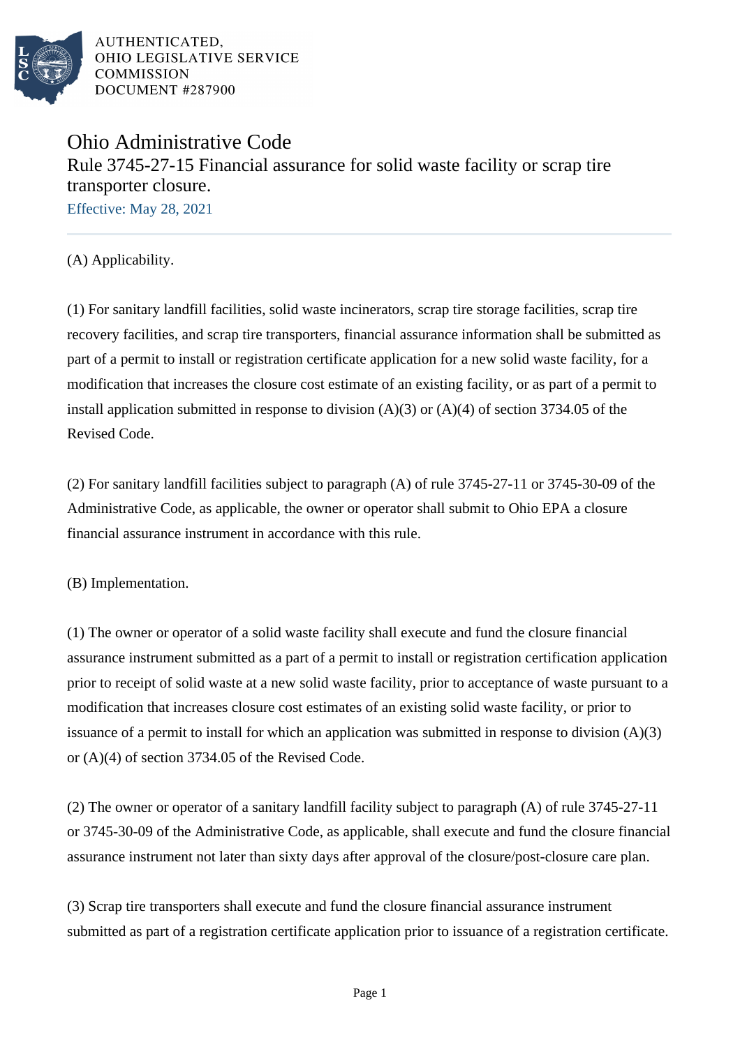AUTHENTICATED,
OHIO LEGISLATIVE SERVICE
COMMISSION
DOCUMENT #287900

# Ohio Administrative Code

## Rule 3745-27-15 Financial assurance for solid waste facility or scrap tire transporter closure.

Effective: May 28, 2021

(A) Applicability.

(1) For sanitary landfill facilities, solid waste incinerators, scrap tire storage facilities, scrap tire recovery facilities, and scrap tire transporters, financial assurance information shall be submitted as part of a permit to install or registration certificate application for a new solid waste facility, for a modification that increases the closure cost estimate of an existing facility, or as part of a permit to install application submitted in response to division (A)(3) or (A)(4) of section 3734.05 of the Revised Code.

(2) For sanitary landfill facilities subject to paragraph (A) of rule 3745-27-11 or 3745-30-09 of the Administrative Code, as applicable, the owner or operator shall submit to Ohio EPA a closure financial assurance instrument in accordance with this rule.

(B) Implementation.

(1) The owner or operator of a solid waste facility shall execute and fund the closure financial assurance instrument submitted as a part of a permit to install or registration certification application prior to receipt of solid waste at a new solid waste facility, prior to acceptance of waste pursuant to a modification that increases closure cost estimates of an existing solid waste facility, or prior to issuance of a permit to install for which an application was submitted in response to division (A)(3) or (A)(4) of section 3734.05 of the Revised Code.

(2) The owner or operator of a sanitary landfill facility subject to paragraph (A) of rule 3745-27-11 or 3745-30-09 of the Administrative Code, as applicable, shall execute and fund the closure financial assurance instrument not later than sixty days after approval of the closure/post-closure care plan.

(3) Scrap tire transporters shall execute and fund the closure financial assurance instrument submitted as part of a registration certificate application prior to issuance of a registration certificate.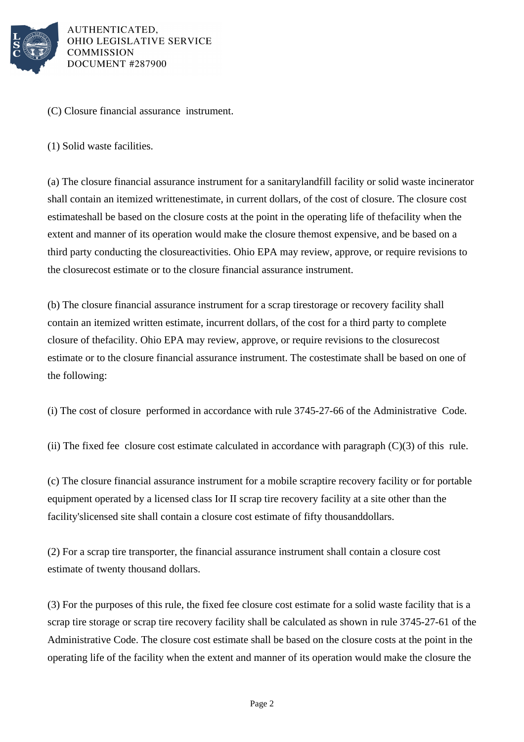(C) Closure financial assurance instrument.

(1) Solid waste facilities.

(a) The closure financial assurance instrument for a sanitarylandfill facility or solid waste incinerator shall contain an itemized writtenestimate, in current dollars, of the cost of closure. The closure cost estimateshall be based on the closure costs at the point in the operating life of thefacility when the extent and manner of its operation would make the closure themost expensive, and be based on a third party conducting the closureactivities. Ohio EPA may review, approve, or require revisions to the closurecost estimate or to the closure financial assurance instrument.

(b) The closure financial assurance instrument for a scrap tirestorage or recovery facility shall contain an itemized written estimate, incurrent dollars, of the cost for a third party to complete closure of thefacility. Ohio EPA may review, approve, or require revisions to the closurecost estimate or to the closure financial assurance instrument. The costestimate shall be based on one of the following:

(i) The cost of closure performed in accordance with rule 3745-27-66 of the Administrative Code.

(ii) The fixed fee closure cost estimate calculated in accordance with paragraph (C)(3) of this rule.

(c) The closure financial assurance instrument for a mobile scraptire recovery facility or for portable equipment operated by a licensed class Ior II scrap tire recovery facility at a site other than the facility'slicensed site shall contain a closure cost estimate of fifty thousanddollars.

(2) For a scrap tire transporter, the financial assurance instrument shall contain a closure cost estimate of twenty thousand dollars.

(3) For the purposes of this rule, the fixed fee closure cost estimate for a solid waste facility that is a scrap tire storage or scrap tire recovery facility shall be calculated as shown in rule 3745-27-61 of the Administrative Code. The closure cost estimate shall be based on the closure costs at the point in the operating life of the facility when the extent and manner of its operation would make the closure the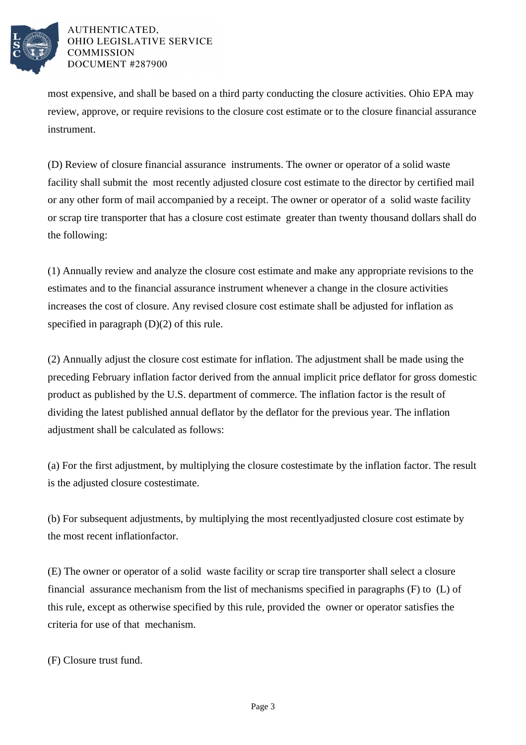most expensive, and shall be based on a third party conducting the closure activities. Ohio EPA may review, approve, or require revisions to the closure cost estimate or to the closure financial assurance instrument.

(D) Review of closure financial assurance instruments. The owner or operator of a solid waste facility shall submit the most recently adjusted closure cost estimate to the director by certified mail or any other form of mail accompanied by a receipt. The owner or operator of a solid waste facility or scrap tire transporter that has a closure cost estimate greater than twenty thousand dollars shall do the following:

(1) Annually review and analyze the closure cost estimate and make any appropriate revisions to the estimates and to the financial assurance instrument whenever a change in the closure activities increases the cost of closure. Any revised closure cost estimate shall be adjusted for inflation as specified in paragraph (D)(2) of this rule.

(2) Annually adjust the closure cost estimate for inflation. The adjustment shall be made using the preceding February inflation factor derived from the annual implicit price deflator for gross domestic product as published by the U.S. department of commerce. The inflation factor is the result of dividing the latest published annual deflator by the deflator for the previous year. The inflation adjustment shall be calculated as follows:

(a) For the first adjustment, by multiplying the closure costestimate by the inflation factor. The result is the adjusted closure costestimate.

(b) For subsequent adjustments, by multiplying the most recentlyadjusted closure cost estimate by the most recent inflationfactor.

(E) The owner or operator of a solid waste facility or scrap tire transporter shall select a closure financial assurance mechanism from the list of mechanisms specified in paragraphs (F) to (L) of this rule, except as otherwise specified by this rule, provided the owner or operator satisfies the criteria for use of that mechanism.

(F) Closure trust fund.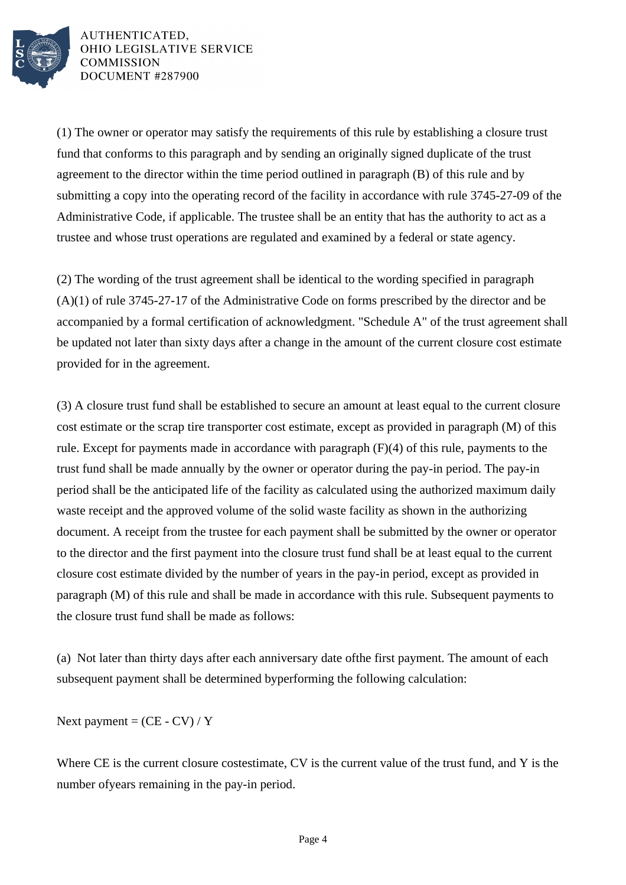(1) The owner or operator may satisfy the requirements of this rule by establishing a closure trust fund that conforms to this paragraph and by sending an originally signed duplicate of the trust agreement to the director within the time period outlined in paragraph (B) of this rule and by submitting a copy into the operating record of the facility in accordance with rule 3745-27-09 of the Administrative Code, if applicable. The trustee shall be an entity that has the authority to act as a trustee and whose trust operations are regulated and examined by a federal or state agency.

(2) The wording of the trust agreement shall be identical to the wording specified in paragraph (A)(1) of rule 3745-27-17 of the Administrative Code on forms prescribed by the director and be accompanied by a formal certification of acknowledgment. "Schedule A" of the trust agreement shall be updated not later than sixty days after a change in the amount of the current closure cost estimate provided for in the agreement.

(3) A closure trust fund shall be established to secure an amount at least equal to the current closure cost estimate or the scrap tire transporter cost estimate, except as provided in paragraph (M) of this rule. Except for payments made in accordance with paragraph (F)(4) of this rule, payments to the trust fund shall be made annually by the owner or operator during the pay-in period. The pay-in period shall be the anticipated life of the facility as calculated using the authorized maximum daily waste receipt and the approved volume of the solid waste facility as shown in the authorizing document. A receipt from the trustee for each payment shall be submitted by the owner or operator to the director and the first payment into the closure trust fund shall be at least equal to the current closure cost estimate divided by the number of years in the pay-in period, except as provided in paragraph (M) of this rule and shall be made in accordance with this rule. Subsequent payments to the closure trust fund shall be made as follows:

(a) Not later than thirty days after each anniversary date ofthe first payment. The amount of each subsequent payment shall be determined byperforming the following calculation:

Next payment = (CE - CV) / Y

Where CE is the current closure costestimate, CV is the current value of the trust fund, and Y is the number ofyears remaining in the pay-in period.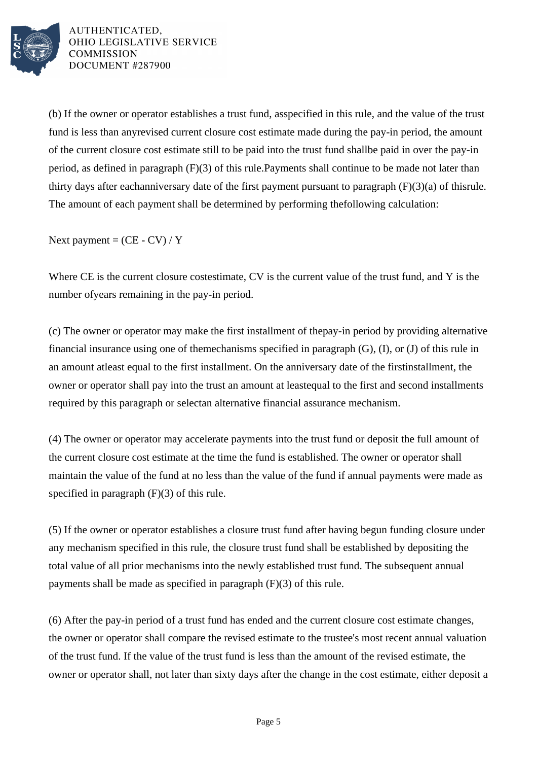(b) If the owner or operator establishes a trust fund, asspecified in this rule, and the value of the trust fund is less than anyrevised current closure cost estimate made during the pay-in period, the amount of the current closure cost estimate still to be paid into the trust fund shallbe paid in over the pay-in period, as defined in paragraph (F)(3) of this rule.Payments shall continue to be made not later than thirty days after eachanniversary date of the first payment pursuant to paragraph (F)(3)(a) of thisrule. The amount of each payment shall be determined by performing thefollowing calculation:

Next payment = (CE - CV) / Y

Where CE is the current closure costestimate, CV is the current value of the trust fund, and Y is the number ofyears remaining in the pay-in period.

(c) The owner or operator may make the first installment of thepay-in period by providing alternative financial insurance using one of themechanisms specified in paragraph (G), (I), or (J) of this rule in an amount atleast equal to the first installment. On the anniversary date of the firstinstallment, the owner or operator shall pay into the trust an amount at leastequal to the first and second installments required by this paragraph or selectan alternative financial assurance mechanism.

(4) The owner or operator may accelerate payments into the trust fund or deposit the full amount of the current closure cost estimate at the time the fund is established. The owner or operator shall maintain the value of the fund at no less than the value of the fund if annual payments were made as specified in paragraph (F)(3) of this rule.

(5) If the owner or operator establishes a closure trust fund after having begun funding closure under any mechanism specified in this rule, the closure trust fund shall be established by depositing the total value of all prior mechanisms into the newly established trust fund. The subsequent annual payments shall be made as specified in paragraph (F)(3) of this rule.

(6) After the pay-in period of a trust fund has ended and the current closure cost estimate changes, the owner or operator shall compare the revised estimate to the trustee's most recent annual valuation of the trust fund. If the value of the trust fund is less than the amount of the revised estimate, the owner or operator shall, not later than sixty days after the change in the cost estimate, either deposit a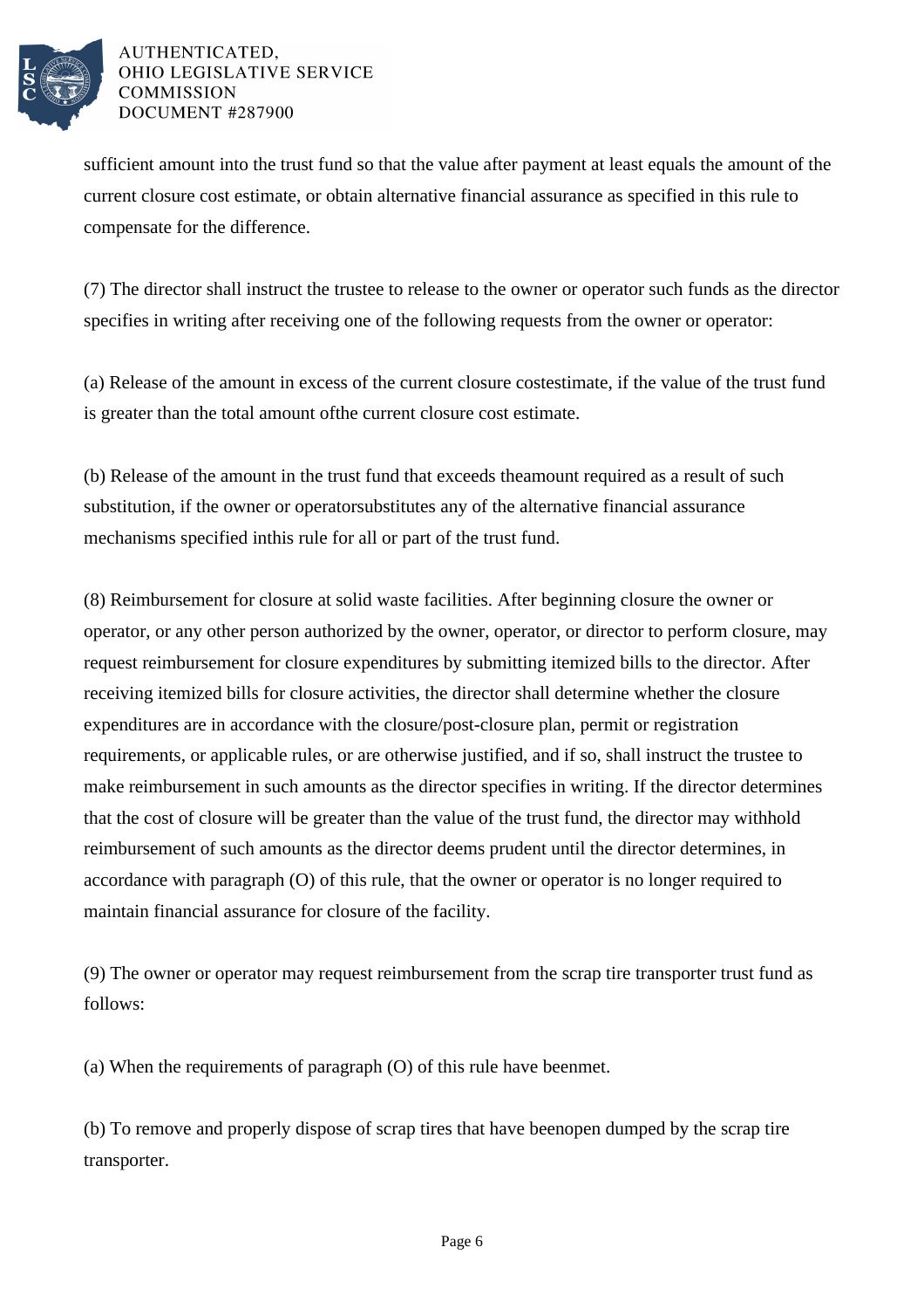sufficient amount into the trust fund so that the value after payment at least equals the amount of the current closure cost estimate, or obtain alternative financial assurance as specified in this rule to compensate for the difference.

(7) The director shall instruct the trustee to release to the owner or operator such funds as the director specifies in writing after receiving one of the following requests from the owner or operator:

(a) Release of the amount in excess of the current closure costestimate, if the value of the trust fund is greater than the total amount ofthe current closure cost estimate.

(b) Release of the amount in the trust fund that exceeds theamount required as a result of such substitution, if the owner or operatorsubstitutes any of the alternative financial assurance mechanisms specified inthis rule for all or part of the trust fund.

(8) Reimbursement for closure at solid waste facilities. After beginning closure the owner or operator, or any other person authorized by the owner, operator, or director to perform closure, may request reimbursement for closure expenditures by submitting itemized bills to the director. After receiving itemized bills for closure activities, the director shall determine whether the closure expenditures are in accordance with the closure/post-closure plan, permit or registration requirements, or applicable rules, or are otherwise justified, and if so, shall instruct the trustee to make reimbursement in such amounts as the director specifies in writing. If the director determines that the cost of closure will be greater than the value of the trust fund, the director may withhold reimbursement of such amounts as the director deems prudent until the director determines, in accordance with paragraph (O) of this rule, that the owner or operator is no longer required to maintain financial assurance for closure of the facility.

(9) The owner or operator may request reimbursement from the scrap tire transporter trust fund as follows:

(a) When the requirements of paragraph (O) of this rule have beenmet.

(b) To remove and properly dispose of scrap tires that have beenopen dumped by the scrap tire transporter.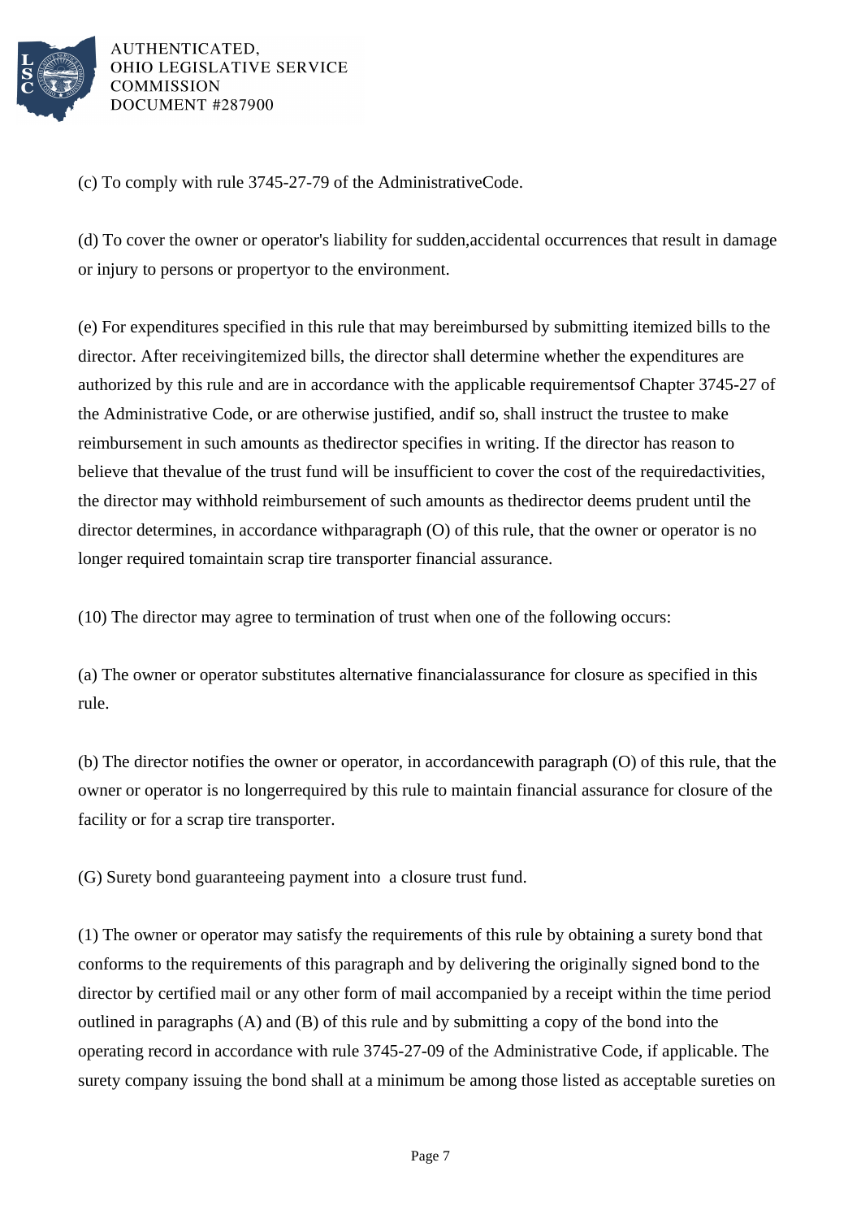(c) To comply with rule 3745-27-79 of the AdministrativeCode.

(d) To cover the owner or operator's liability for sudden,accidental occurrences that result in damage or injury to persons or propertyor to the environment.

(e) For expenditures specified in this rule that may bereimbursed by submitting itemized bills to the director. After receivingitemized bills, the director shall determine whether the expenditures are authorized by this rule and are in accordance with the applicable requirementsof Chapter 3745-27 of the Administrative Code, or are otherwise justified, andif so, shall instruct the trustee to make reimbursement in such amounts as thedirector specifies in writing. If the director has reason to believe that thevalue of the trust fund will be insufficient to cover the cost of the requiredactivities, the director may withhold reimbursement of such amounts as thedirector deems prudent until the director determines, in accordance withparagraph (O) of this rule, that the owner or operator is no longer required tomaintain scrap tire transporter financial assurance.

(10) The director may agree to termination of trust when one of the following occurs:

(a) The owner or operator substitutes alternative financialassurance for closure as specified in this rule.

(b) The director notifies the owner or operator, in accordancewith paragraph (O) of this rule, that the owner or operator is no longerrequired by this rule to maintain financial assurance for closure of the facility or for a scrap tire transporter.

(G) Surety bond guaranteeing payment into a closure trust fund.

(1) The owner or operator may satisfy the requirements of this rule by obtaining a surety bond that conforms to the requirements of this paragraph and by delivering the originally signed bond to the director by certified mail or any other form of mail accompanied by a receipt within the time period outlined in paragraphs (A) and (B) of this rule and by submitting a copy of the bond into the operating record in accordance with rule 3745-27-09 of the Administrative Code, if applicable. The surety company issuing the bond shall at a minimum be among those listed as acceptable sureties on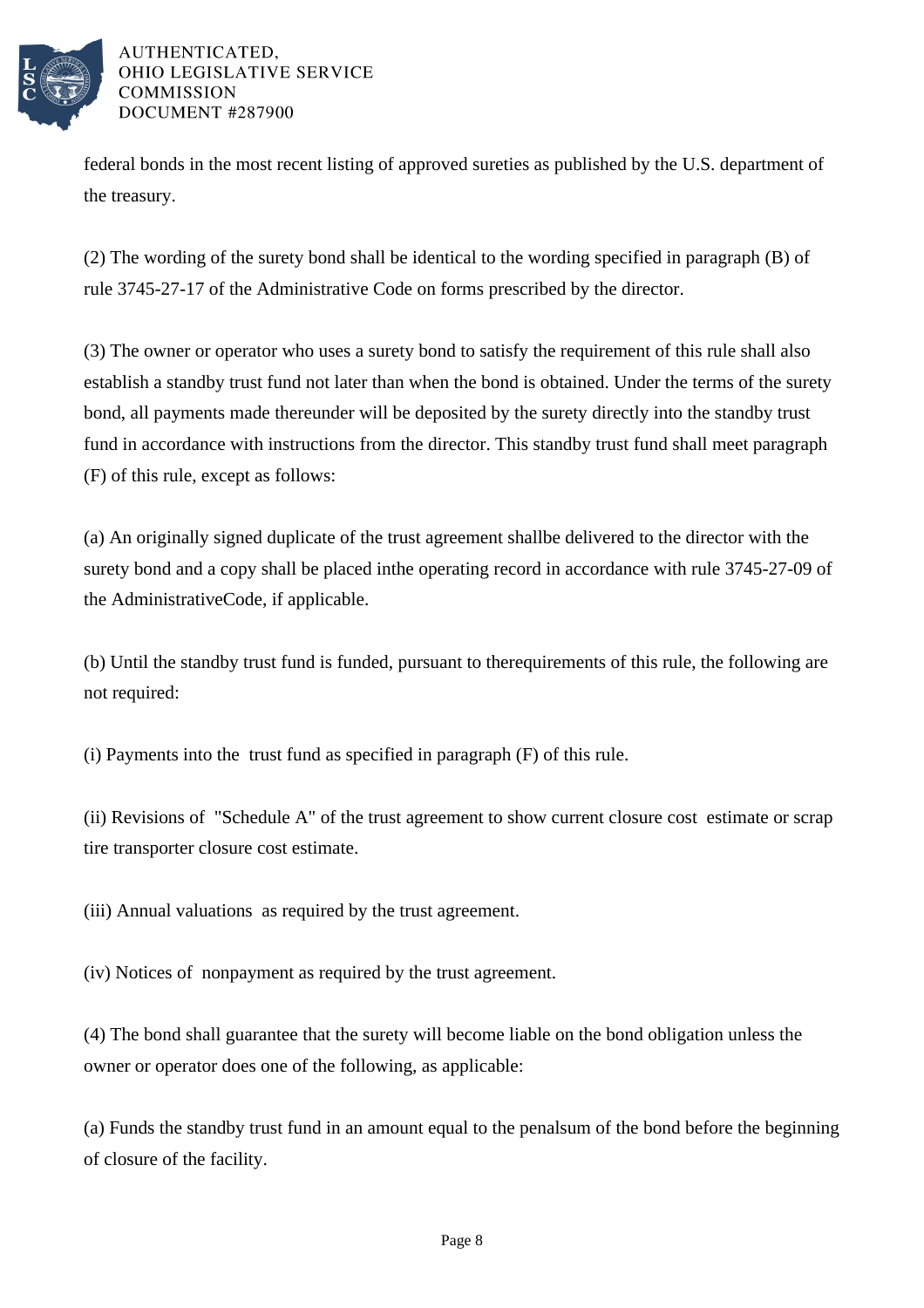federal bonds in the most recent listing of approved sureties as published by the U.S. department of the treasury.

(2) The wording of the surety bond shall be identical to the wording specified in paragraph (B) of rule 3745-27-17 of the Administrative Code on forms prescribed by the director.

(3) The owner or operator who uses a surety bond to satisfy the requirement of this rule shall also establish a standby trust fund not later than when the bond is obtained. Under the terms of the surety bond, all payments made thereunder will be deposited by the surety directly into the standby trust fund in accordance with instructions from the director. This standby trust fund shall meet paragraph (F) of this rule, except as follows:

(a) An originally signed duplicate of the trust agreement shallbe delivered to the director with the surety bond and a copy shall be placed inthe operating record in accordance with rule 3745-27-09 of the AdministrativeCode, if applicable.

(b) Until the standby trust fund is funded, pursuant to therequirements of this rule, the following are not required:

(i) Payments into the trust fund as specified in paragraph (F) of this rule.

(ii) Revisions of "Schedule A" of the trust agreement to show current closure cost estimate or scrap tire transporter closure cost estimate.

(iii) Annual valuations as required by the trust agreement.

(iv) Notices of nonpayment as required by the trust agreement.

(4) The bond shall guarantee that the surety will become liable on the bond obligation unless the owner or operator does one of the following, as applicable:

(a) Funds the standby trust fund in an amount equal to the penalsum of the bond before the beginning of closure of the facility.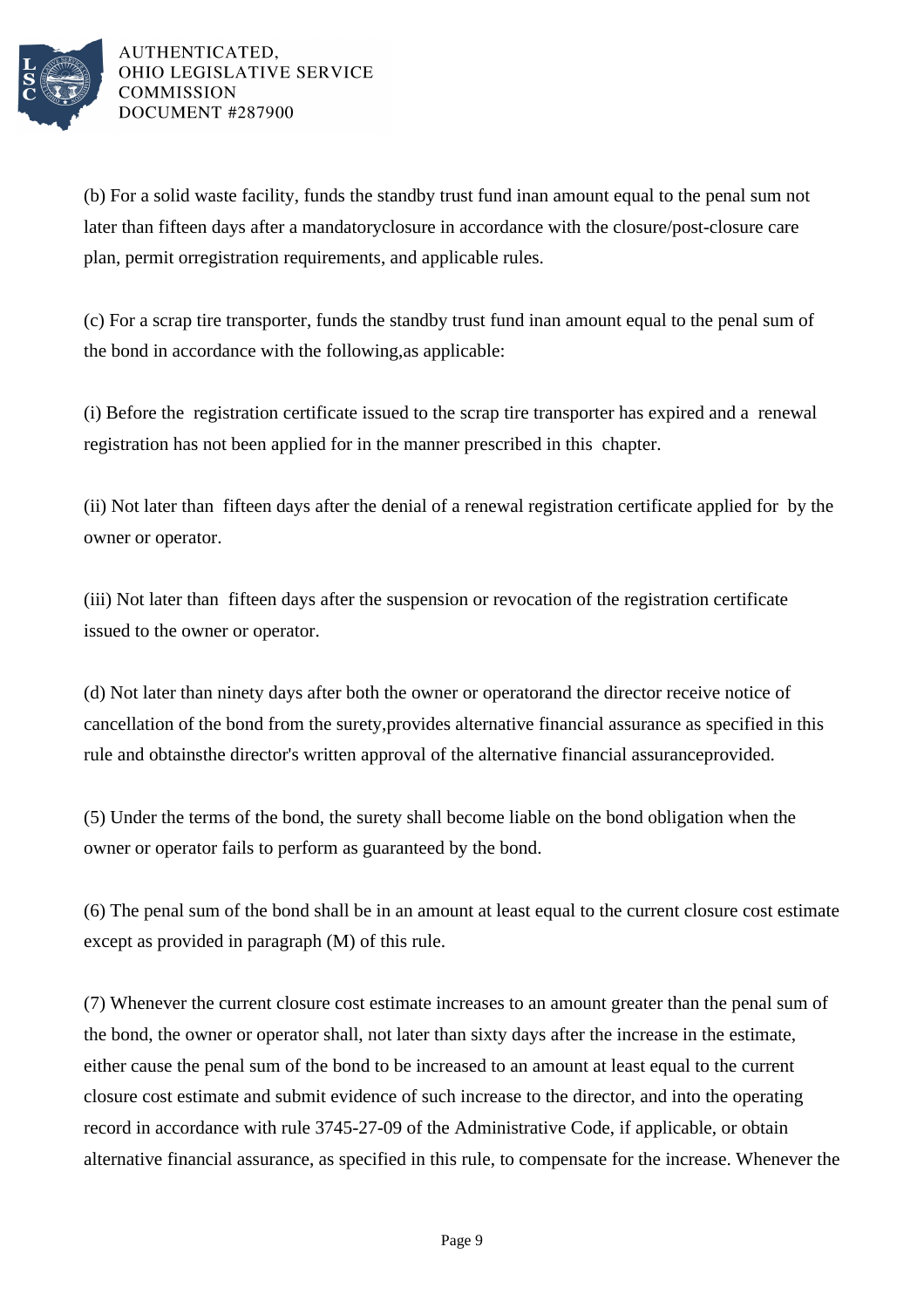(b) For a solid waste facility, funds the standby trust fund inan amount equal to the penal sum not later than fifteen days after a mandatoryclosure in accordance with the closure/post-closure care plan, permit orregistration requirements, and applicable rules.

(c) For a scrap tire transporter, funds the standby trust fund inan amount equal to the penal sum of the bond in accordance with the following,as applicable:

(i) Before the registration certificate issued to the scrap tire transporter has expired and a renewal registration has not been applied for in the manner prescribed in this chapter.

(ii) Not later than fifteen days after the denial of a renewal registration certificate applied for by the owner or operator.

(iii) Not later than fifteen days after the suspension or revocation of the registration certificate issued to the owner or operator.

(d) Not later than ninety days after both the owner or operatorand the director receive notice of cancellation of the bond from the surety,provides alternative financial assurance as specified in this rule and obtainsthe director's written approval of the alternative financial assuranceprovided.

(5) Under the terms of the bond, the surety shall become liable on the bond obligation when the owner or operator fails to perform as guaranteed by the bond.

(6) The penal sum of the bond shall be in an amount at least equal to the current closure cost estimate except as provided in paragraph (M) of this rule.

(7) Whenever the current closure cost estimate increases to an amount greater than the penal sum of the bond, the owner or operator shall, not later than sixty days after the increase in the estimate, either cause the penal sum of the bond to be increased to an amount at least equal to the current closure cost estimate and submit evidence of such increase to the director, and into the operating record in accordance with rule 3745-27-09 of the Administrative Code, if applicable, or obtain alternative financial assurance, as specified in this rule, to compensate for the increase. Whenever the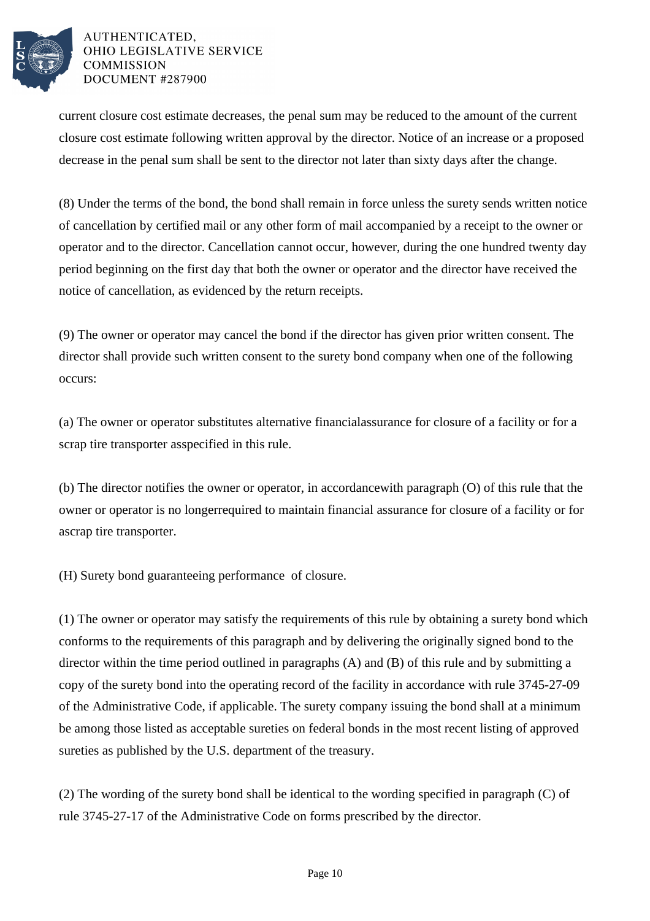current closure cost estimate decreases, the penal sum may be reduced to the amount of the current closure cost estimate following written approval by the director. Notice of an increase or a proposed decrease in the penal sum shall be sent to the director not later than sixty days after the change.

(8) Under the terms of the bond, the bond shall remain in force unless the surety sends written notice of cancellation by certified mail or any other form of mail accompanied by a receipt to the owner or operator and to the director. Cancellation cannot occur, however, during the one hundred twenty day period beginning on the first day that both the owner or operator and the director have received the notice of cancellation, as evidenced by the return receipts.

(9) The owner or operator may cancel the bond if the director has given prior written consent. The director shall provide such written consent to the surety bond company when one of the following occurs:

(a) The owner or operator substitutes alternative financialassurance for closure of a facility or for a scrap tire transporter asspecified in this rule.

(b) The director notifies the owner or operator, in accordancewith paragraph (O) of this rule that the owner or operator is no longerrequired to maintain financial assurance for closure of a facility or for ascrap tire transporter.

(H) Surety bond guaranteeing performance of closure.

(1) The owner or operator may satisfy the requirements of this rule by obtaining a surety bond which conforms to the requirements of this paragraph and by delivering the originally signed bond to the director within the time period outlined in paragraphs (A) and (B) of this rule and by submitting a copy of the surety bond into the operating record of the facility in accordance with rule 3745-27-09 of the Administrative Code, if applicable. The surety company issuing the bond shall at a minimum be among those listed as acceptable sureties on federal bonds in the most recent listing of approved sureties as published by the U.S. department of the treasury.

(2) The wording of the surety bond shall be identical to the wording specified in paragraph (C) of rule 3745-27-17 of the Administrative Code on forms prescribed by the director.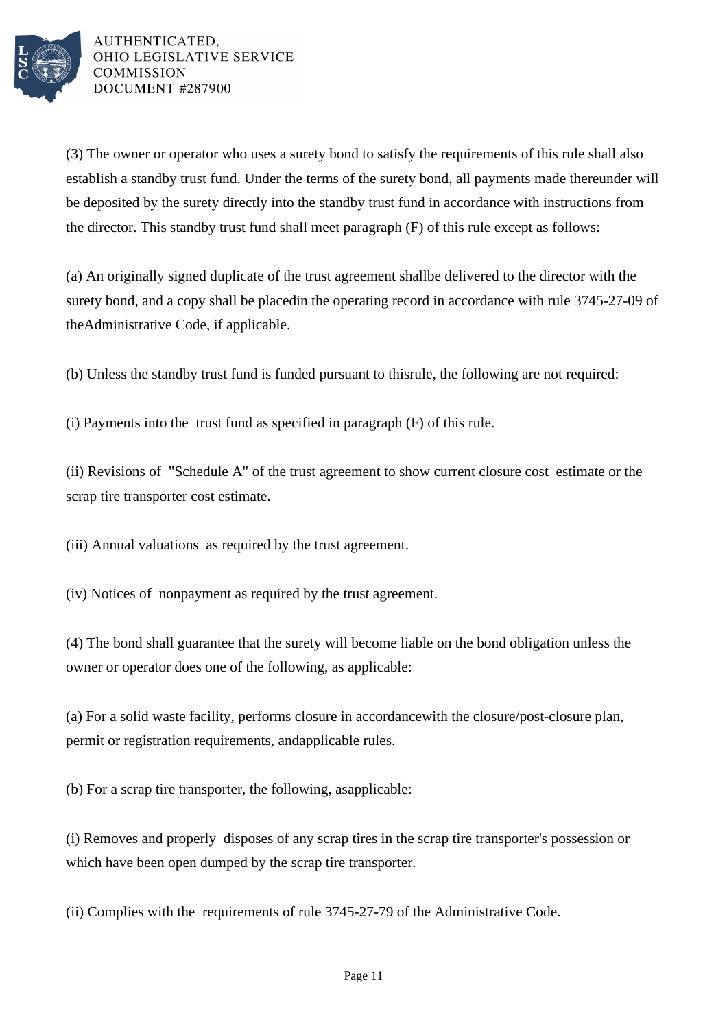(3) The owner or operator who uses a surety bond to satisfy the requirements of this rule shall also establish a standby trust fund. Under the terms of the surety bond, all payments made thereunder will be deposited by the surety directly into the standby trust fund in accordance with instructions from the director. This standby trust fund shall meet paragraph (F) of this rule except as follows:

(a) An originally signed duplicate of the trust agreement shallbe delivered to the director with the surety bond, and a copy shall be placedin the operating record in accordance with rule 3745-27-09 of theAdministrative Code, if applicable.

(b) Unless the standby trust fund is funded pursuant to thisrule, the following are not required:

(i) Payments into the trust fund as specified in paragraph (F) of this rule.

(ii) Revisions of "Schedule A" of the trust agreement to show current closure cost estimate or the scrap tire transporter cost estimate.

(iii) Annual valuations as required by the trust agreement.

(iv) Notices of nonpayment as required by the trust agreement.

(4) The bond shall guarantee that the surety will become liable on the bond obligation unless the owner or operator does one of the following, as applicable:

(a) For a solid waste facility, performs closure in accordancewith the closure/post-closure plan, permit or registration requirements, andapplicable rules.

(b) For a scrap tire transporter, the following, asapplicable:

(i) Removes and properly disposes of any scrap tires in the scrap tire transporter's possession or which have been open dumped by the scrap tire transporter.

(ii) Complies with the requirements of rule 3745-27-79 of the Administrative Code.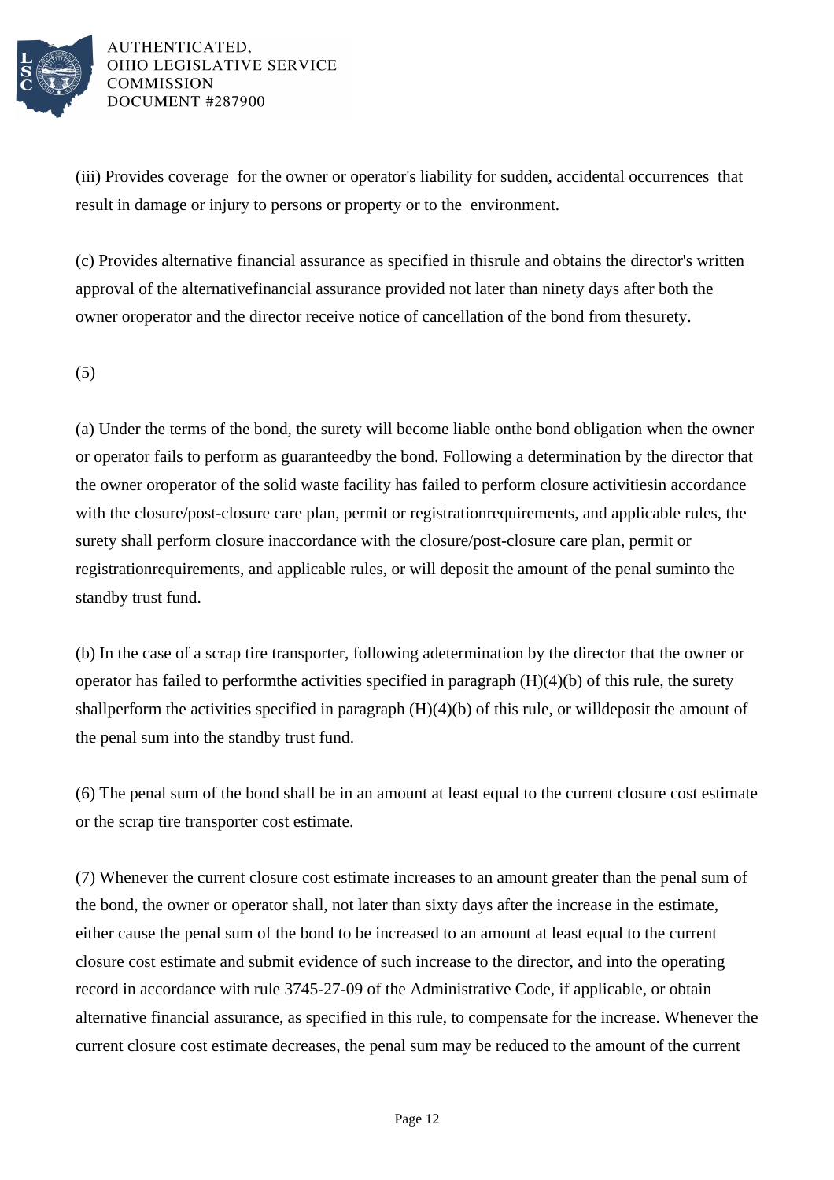(iii) Provides coverage for the owner or operator's liability for sudden, accidental occurrences that result in damage or injury to persons or property or to the environment.

(c) Provides alternative financial assurance as specified in thisrule and obtains the director's written approval of the alternativefinancial assurance provided not later than ninety days after both the owner oroperator and the director receive notice of cancellation of the bond from thesurety.

(5)

(a) Under the terms of the bond, the surety will become liable onthe bond obligation when the owner or operator fails to perform as guaranteedby the bond. Following a determination by the director that the owner oroperator of the solid waste facility has failed to perform closure activitiesin accordance with the closure/post-closure care plan, permit or registrationrequirements, and applicable rules, the surety shall perform closure inaccordance with the closure/post-closure care plan, permit or registrationrequirements, and applicable rules, or will deposit the amount of the penal suminto the standby trust fund.

(b) In the case of a scrap tire transporter, following adetermination by the director that the owner or operator has failed to performthe activities specified in paragraph (H)(4)(b) of this rule, the surety shallperform the activities specified in paragraph (H)(4)(b) of this rule, or willdeposit the amount of the penal sum into the standby trust fund.

(6) The penal sum of the bond shall be in an amount at least equal to the current closure cost estimate or the scrap tire transporter cost estimate.

(7) Whenever the current closure cost estimate increases to an amount greater than the penal sum of the bond, the owner or operator shall, not later than sixty days after the increase in the estimate, either cause the penal sum of the bond to be increased to an amount at least equal to the current closure cost estimate and submit evidence of such increase to the director, and into the operating record in accordance with rule 3745-27-09 of the Administrative Code, if applicable, or obtain alternative financial assurance, as specified in this rule, to compensate for the increase. Whenever the current closure cost estimate decreases, the penal sum may be reduced to the amount of the current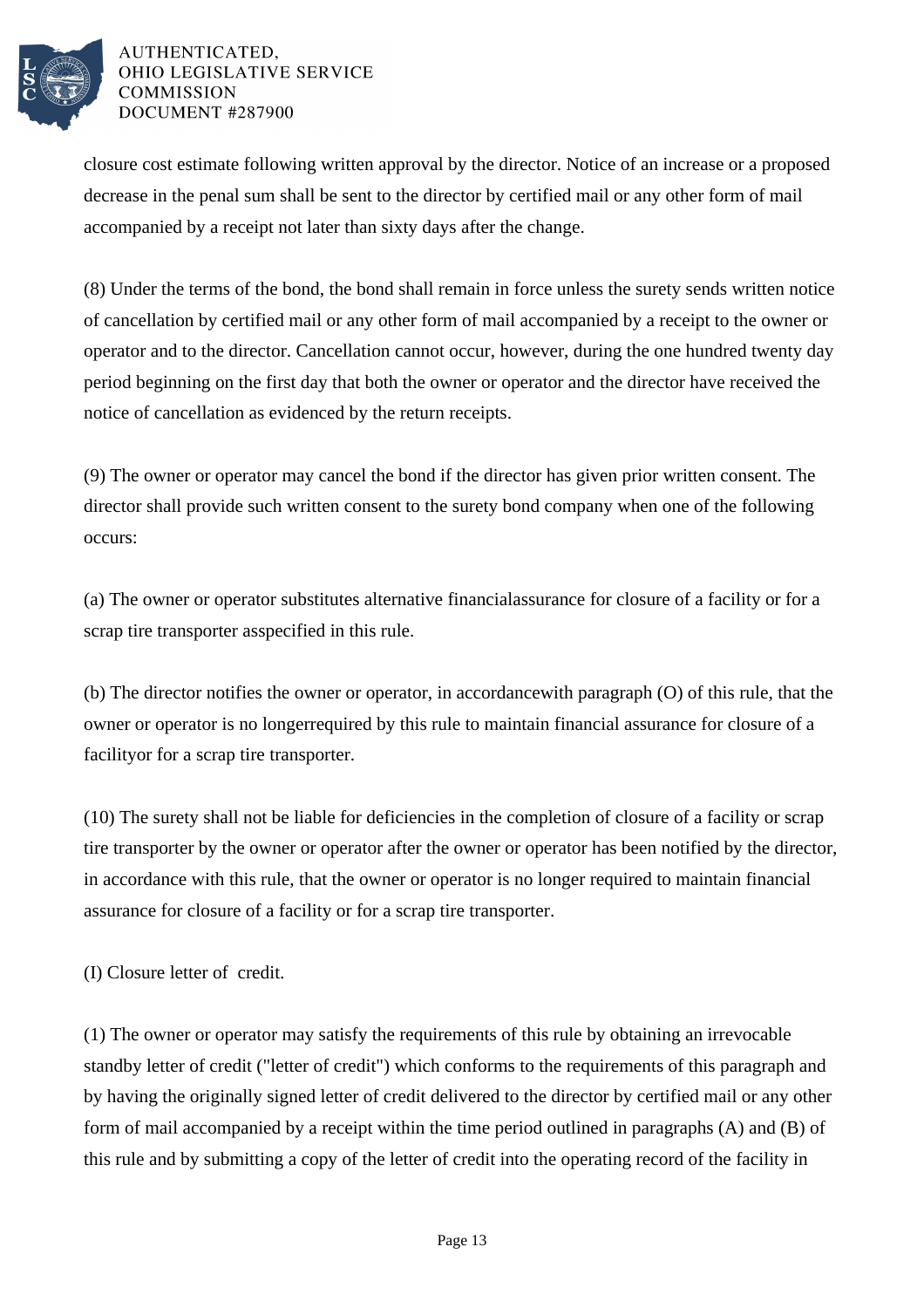closure cost estimate following written approval by the director. Notice of an increase or a proposed decrease in the penal sum shall be sent to the director by certified mail or any other form of mail accompanied by a receipt not later than sixty days after the change.

(8) Under the terms of the bond, the bond shall remain in force unless the surety sends written notice of cancellation by certified mail or any other form of mail accompanied by a receipt to the owner or operator and to the director. Cancellation cannot occur, however, during the one hundred twenty day period beginning on the first day that both the owner or operator and the director have received the notice of cancellation as evidenced by the return receipts.

(9) The owner or operator may cancel the bond if the director has given prior written consent. The director shall provide such written consent to the surety bond company when one of the following occurs:

(a) The owner or operator substitutes alternative financialassurance for closure of a facility or for a scrap tire transporter asspecified in this rule.

(b) The director notifies the owner or operator, in accordancewith paragraph (O) of this rule, that the owner or operator is no longerrequired by this rule to maintain financial assurance for closure of a facilityor for a scrap tire transporter.

(10) The surety shall not be liable for deficiencies in the completion of closure of a facility or scrap tire transporter by the owner or operator after the owner or operator has been notified by the director, in accordance with this rule, that the owner or operator is no longer required to maintain financial assurance for closure of a facility or for a scrap tire transporter.

(I) Closure letter of credit.

(1) The owner or operator may satisfy the requirements of this rule by obtaining an irrevocable standby letter of credit ("letter of credit") which conforms to the requirements of this paragraph and by having the originally signed letter of credit delivered to the director by certified mail or any other form of mail accompanied by a receipt within the time period outlined in paragraphs (A) and (B) of this rule and by submitting a copy of the letter of credit into the operating record of the facility in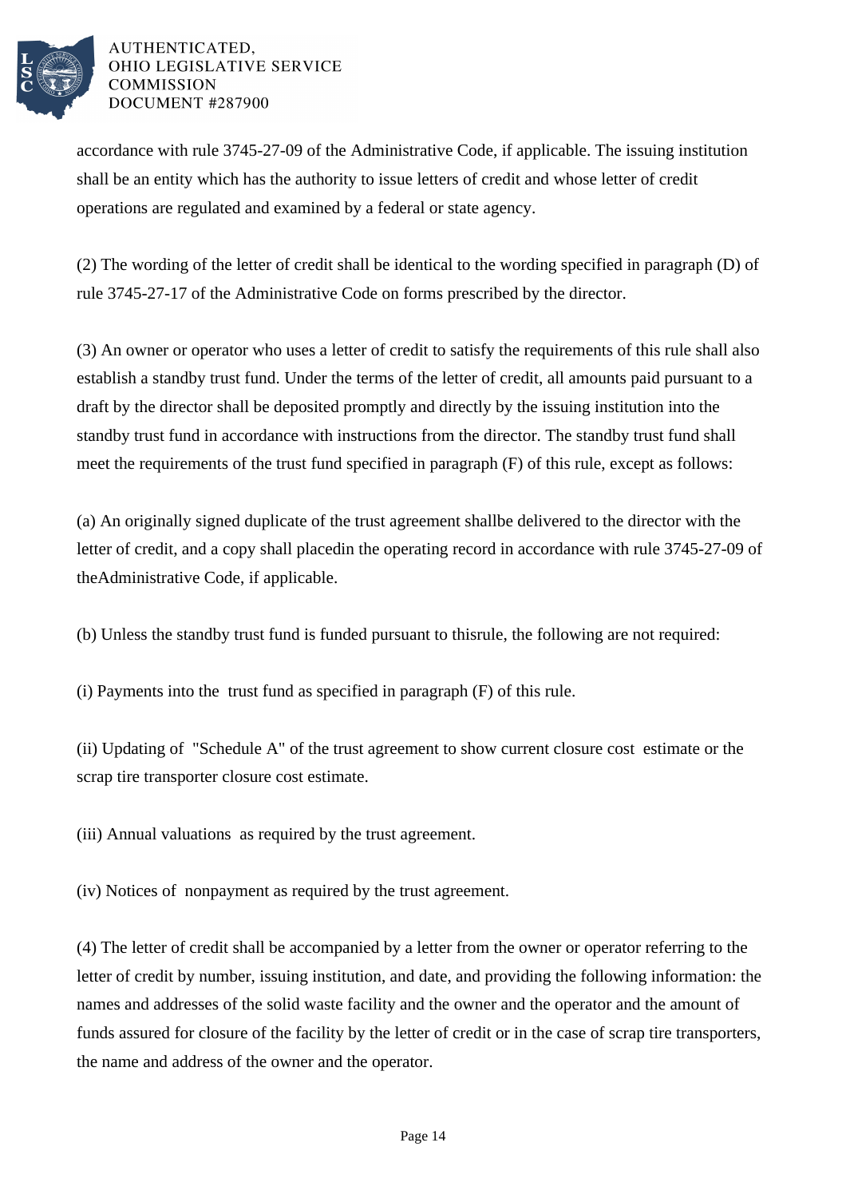accordance with rule 3745-27-09 of the Administrative Code, if applicable. The issuing institution shall be an entity which has the authority to issue letters of credit and whose letter of credit operations are regulated and examined by a federal or state agency.

(2) The wording of the letter of credit shall be identical to the wording specified in paragraph (D) of rule 3745-27-17 of the Administrative Code on forms prescribed by the director.

(3) An owner or operator who uses a letter of credit to satisfy the requirements of this rule shall also establish a standby trust fund. Under the terms of the letter of credit, all amounts paid pursuant to a draft by the director shall be deposited promptly and directly by the issuing institution into the standby trust fund in accordance with instructions from the director. The standby trust fund shall meet the requirements of the trust fund specified in paragraph (F) of this rule, except as follows:

(a) An originally signed duplicate of the trust agreement shallbe delivered to the director with the letter of credit, and a copy shall placedin the operating record in accordance with rule 3745-27-09 of theAdministrative Code, if applicable.

(b) Unless the standby trust fund is funded pursuant to thisrule, the following are not required:

(i) Payments into the trust fund as specified in paragraph (F) of this rule.

(ii) Updating of "Schedule A" of the trust agreement to show current closure cost estimate or the scrap tire transporter closure cost estimate.

(iii) Annual valuations as required by the trust agreement.

(iv) Notices of nonpayment as required by the trust agreement.

(4) The letter of credit shall be accompanied by a letter from the owner or operator referring to the letter of credit by number, issuing institution, and date, and providing the following information: the names and addresses of the solid waste facility and the owner and the operator and the amount of funds assured for closure of the facility by the letter of credit or in the case of scrap tire transporters, the name and address of the owner and the operator.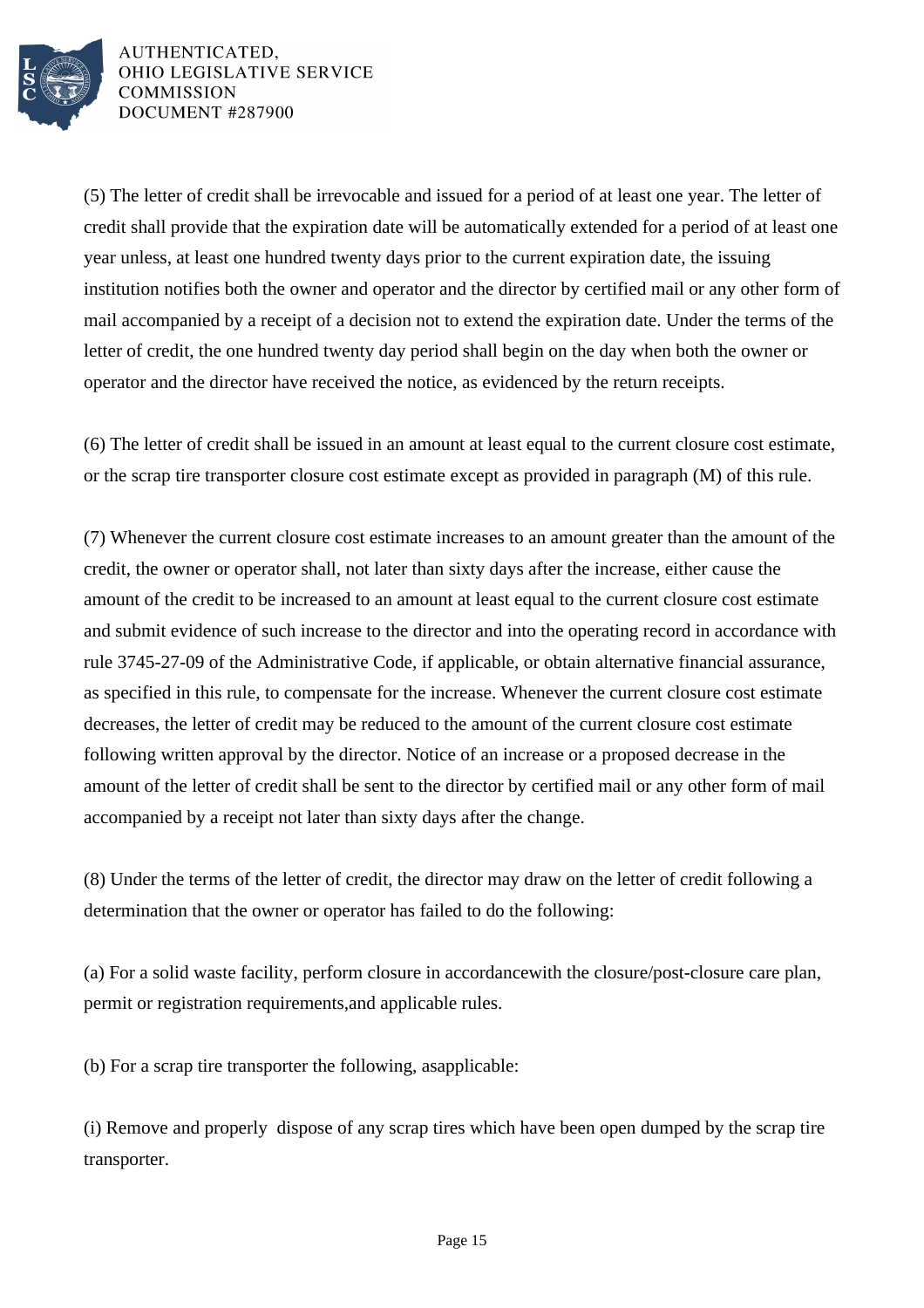(5) The letter of credit shall be irrevocable and issued for a period of at least one year. The letter of credit shall provide that the expiration date will be automatically extended for a period of at least one year unless, at least one hundred twenty days prior to the current expiration date, the issuing institution notifies both the owner and operator and the director by certified mail or any other form of mail accompanied by a receipt of a decision not to extend the expiration date. Under the terms of the letter of credit, the one hundred twenty day period shall begin on the day when both the owner or operator and the director have received the notice, as evidenced by the return receipts.

(6) The letter of credit shall be issued in an amount at least equal to the current closure cost estimate, or the scrap tire transporter closure cost estimate except as provided in paragraph (M) of this rule.

(7) Whenever the current closure cost estimate increases to an amount greater than the amount of the credit, the owner or operator shall, not later than sixty days after the increase, either cause the amount of the credit to be increased to an amount at least equal to the current closure cost estimate and submit evidence of such increase to the director and into the operating record in accordance with rule 3745-27-09 of the Administrative Code, if applicable, or obtain alternative financial assurance, as specified in this rule, to compensate for the increase. Whenever the current closure cost estimate decreases, the letter of credit may be reduced to the amount of the current closure cost estimate following written approval by the director. Notice of an increase or a proposed decrease in the amount of the letter of credit shall be sent to the director by certified mail or any other form of mail accompanied by a receipt not later than sixty days after the change.

(8) Under the terms of the letter of credit, the director may draw on the letter of credit following a determination that the owner or operator has failed to do the following:

(a) For a solid waste facility, perform closure in accordancewith the closure/post-closure care plan, permit or registration requirements,and applicable rules.

(b) For a scrap tire transporter the following, asapplicable:

(i) Remove and properly dispose of any scrap tires which have been open dumped by the scrap tire transporter.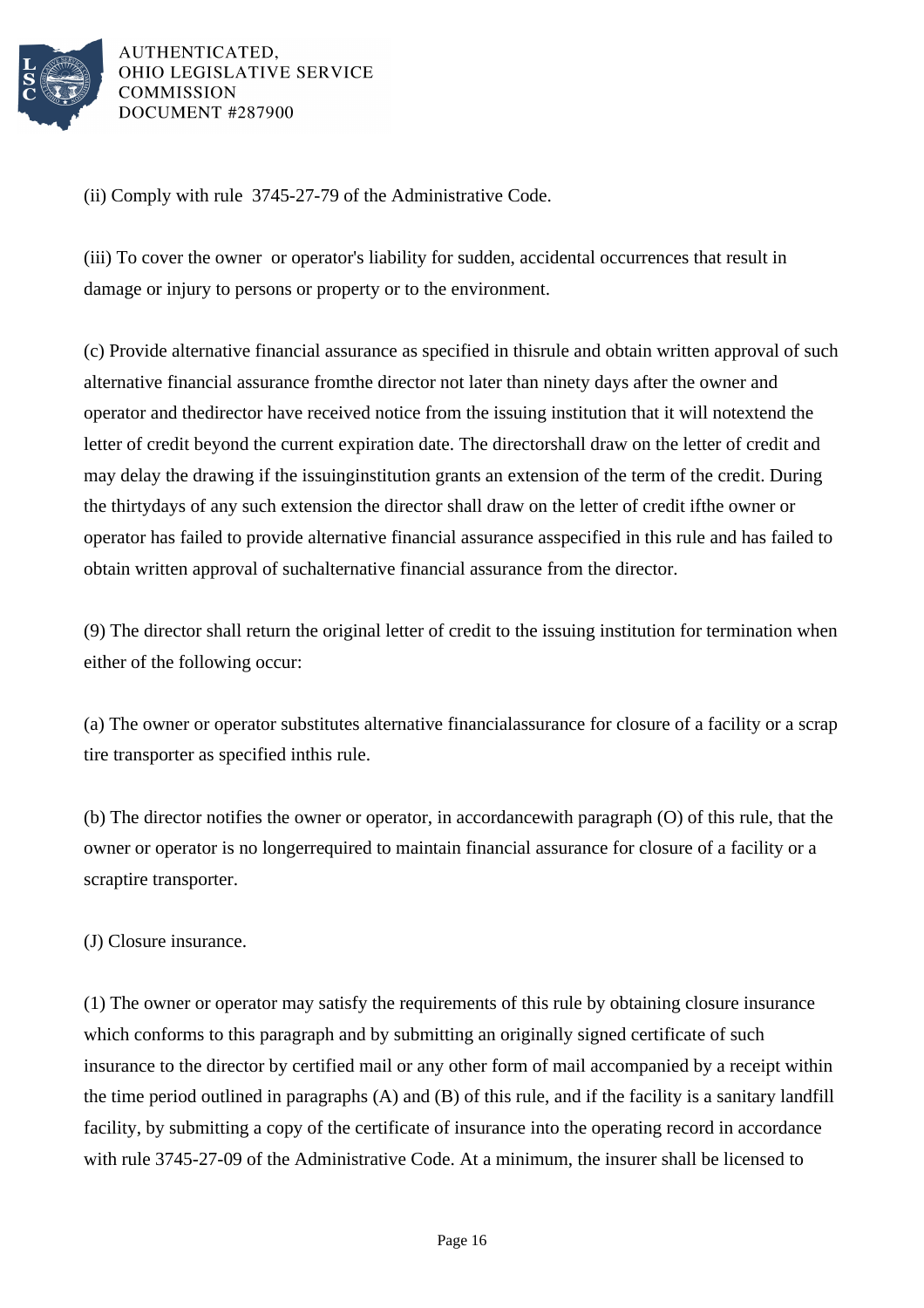(ii) Comply with rule 3745-27-79 of the Administrative Code.

(iii) To cover the owner or operator's liability for sudden, accidental occurrences that result in damage or injury to persons or property or to the environment.

(c) Provide alternative financial assurance as specified in thisrule and obtain written approval of such alternative financial assurance fromthe director not later than ninety days after the owner and operator and thedirector have received notice from the issuing institution that it will notextend the letter of credit beyond the current expiration date. The directorshall draw on the letter of credit and may delay the drawing if the issuinginstitution grants an extension of the term of the credit. During the thirtydays of any such extension the director shall draw on the letter of credit ifthe owner or operator has failed to provide alternative financial assurance asspecified in this rule and has failed to obtain written approval of suchalternative financial assurance from the director.

(9) The director shall return the original letter of credit to the issuing institution for termination when either of the following occur:

(a) The owner or operator substitutes alternative financialassurance for closure of a facility or a scrap tire transporter as specified inthis rule.

(b) The director notifies the owner or operator, in accordancewith paragraph (O) of this rule, that the owner or operator is no longerrequired to maintain financial assurance for closure of a facility or a scraptire transporter.

(J) Closure insurance.

(1) The owner or operator may satisfy the requirements of this rule by obtaining closure insurance which conforms to this paragraph and by submitting an originally signed certificate of such insurance to the director by certified mail or any other form of mail accompanied by a receipt within the time period outlined in paragraphs (A) and (B) of this rule, and if the facility is a sanitary landfill facility, by submitting a copy of the certificate of insurance into the operating record in accordance with rule 3745-27-09 of the Administrative Code. At a minimum, the insurer shall be licensed to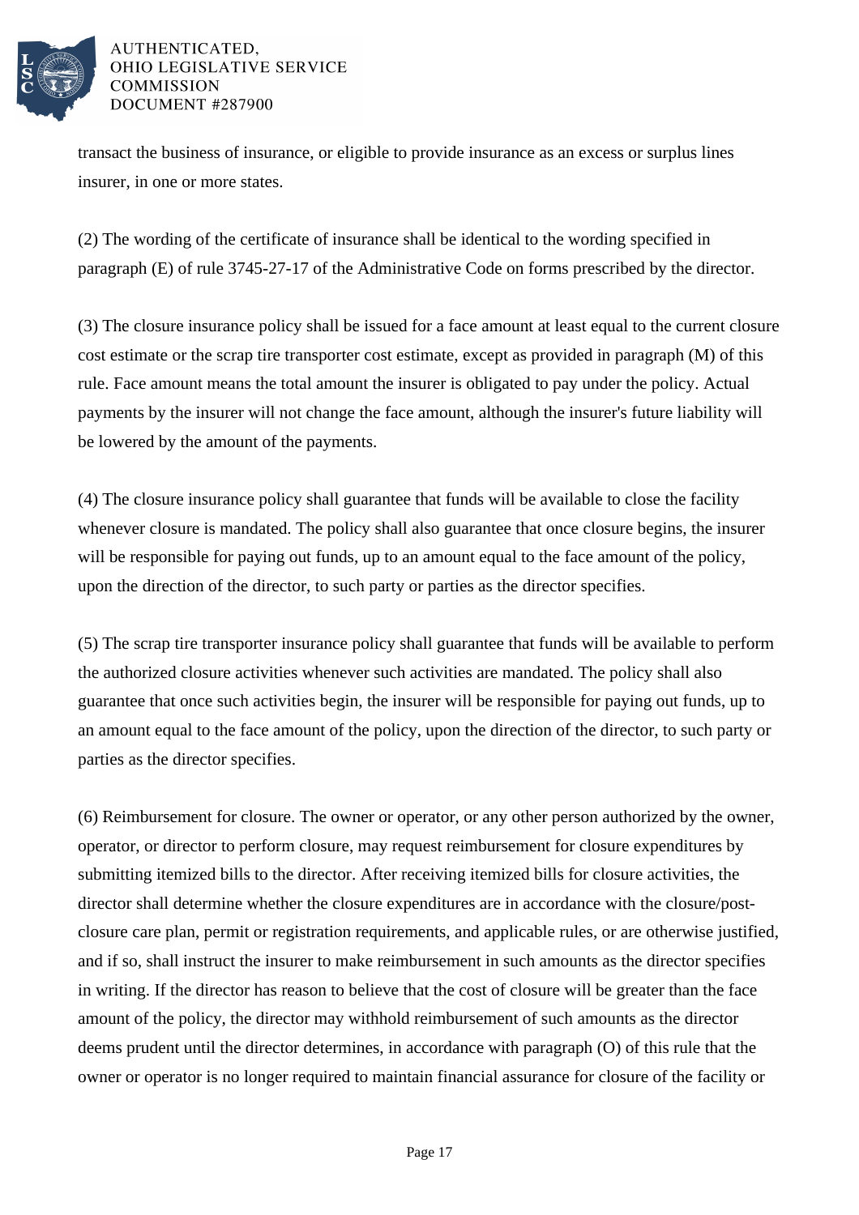transact the business of insurance, or eligible to provide insurance as an excess or surplus lines insurer, in one or more states.

(2) The wording of the certificate of insurance shall be identical to the wording specified in paragraph (E) of rule 3745-27-17 of the Administrative Code on forms prescribed by the director.

(3) The closure insurance policy shall be issued for a face amount at least equal to the current closure cost estimate or the scrap tire transporter cost estimate, except as provided in paragraph (M) of this rule. Face amount means the total amount the insurer is obligated to pay under the policy. Actual payments by the insurer will not change the face amount, although the insurer's future liability will be lowered by the amount of the payments.

(4) The closure insurance policy shall guarantee that funds will be available to close the facility whenever closure is mandated. The policy shall also guarantee that once closure begins, the insurer will be responsible for paying out funds, up to an amount equal to the face amount of the policy, upon the direction of the director, to such party or parties as the director specifies.

(5) The scrap tire transporter insurance policy shall guarantee that funds will be available to perform the authorized closure activities whenever such activities are mandated. The policy shall also guarantee that once such activities begin, the insurer will be responsible for paying out funds, up to an amount equal to the face amount of the policy, upon the direction of the director, to such party or parties as the director specifies.

(6) Reimbursement for closure. The owner or operator, or any other person authorized by the owner, operator, or director to perform closure, may request reimbursement for closure expenditures by submitting itemized bills to the director. After receiving itemized bills for closure activities, the director shall determine whether the closure expenditures are in accordance with the closure/post-closure care plan, permit or registration requirements, and applicable rules, or are otherwise justified, and if so, shall instruct the insurer to make reimbursement in such amounts as the director specifies in writing. If the director has reason to believe that the cost of closure will be greater than the face amount of the policy, the director may withhold reimbursement of such amounts as the director deems prudent until the director determines, in accordance with paragraph (O) of this rule that the owner or operator is no longer required to maintain financial assurance for closure of the facility or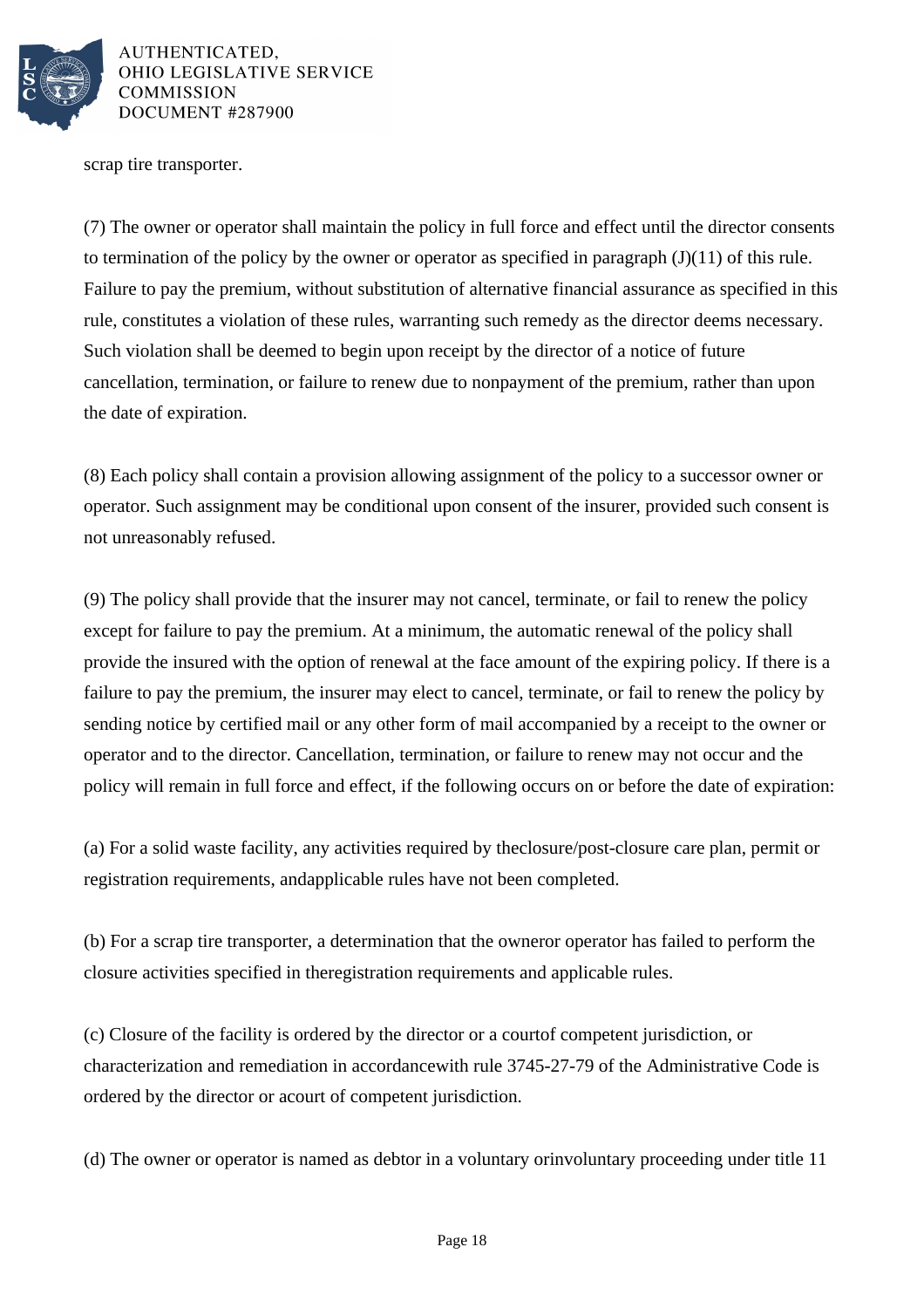scrap tire transporter.

(7) The owner or operator shall maintain the policy in full force and effect until the director consents to termination of the policy by the owner or operator as specified in paragraph (J)(11) of this rule. Failure to pay the premium, without substitution of alternative financial assurance as specified in this rule, constitutes a violation of these rules, warranting such remedy as the director deems necessary. Such violation shall be deemed to begin upon receipt by the director of a notice of future cancellation, termination, or failure to renew due to nonpayment of the premium, rather than upon the date of expiration.

(8) Each policy shall contain a provision allowing assignment of the policy to a successor owner or operator. Such assignment may be conditional upon consent of the insurer, provided such consent is not unreasonably refused.

(9) The policy shall provide that the insurer may not cancel, terminate, or fail to renew the policy except for failure to pay the premium. At a minimum, the automatic renewal of the policy shall provide the insured with the option of renewal at the face amount of the expiring policy. If there is a failure to pay the premium, the insurer may elect to cancel, terminate, or fail to renew the policy by sending notice by certified mail or any other form of mail accompanied by a receipt to the owner or operator and to the director. Cancellation, termination, or failure to renew may not occur and the policy will remain in full force and effect, if the following occurs on or before the date of expiration:

(a) For a solid waste facility, any activities required by theclosure/post-closure care plan, permit or registration requirements, andapplicable rules have not been completed.

(b) For a scrap tire transporter, a determination that the owneror operator has failed to perform the closure activities specified in theregistration requirements and applicable rules.

(c) Closure of the facility is ordered by the director or a courtof competent jurisdiction, or characterization and remediation in accordancewith rule 3745-27-79 of the Administrative Code is ordered by the director or acourt of competent jurisdiction.

(d) The owner or operator is named as debtor in a voluntary orinvoluntary proceeding under title 11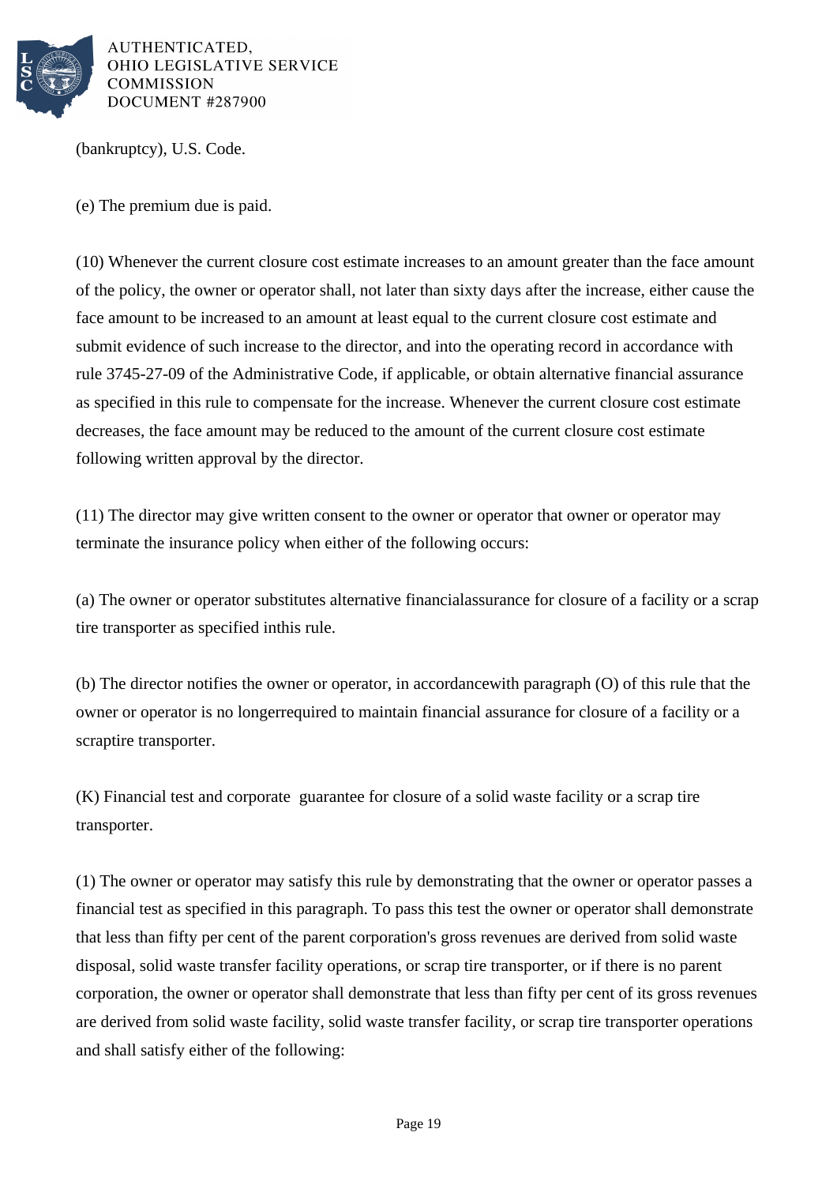(bankruptcy), U.S. Code.

(e) The premium due is paid.

(10) Whenever the current closure cost estimate increases to an amount greater than the face amount of the policy, the owner or operator shall, not later than sixty days after the increase, either cause the face amount to be increased to an amount at least equal to the current closure cost estimate and submit evidence of such increase to the director, and into the operating record in accordance with rule 3745-27-09 of the Administrative Code, if applicable, or obtain alternative financial assurance as specified in this rule to compensate for the increase. Whenever the current closure cost estimate decreases, the face amount may be reduced to the amount of the current closure cost estimate following written approval by the director.

(11) The director may give written consent to the owner or operator that owner or operator may terminate the insurance policy when either of the following occurs:

(a) The owner or operator substitutes alternative financialassurance for closure of a facility or a scrap tire transporter as specified inthis rule.

(b) The director notifies the owner or operator, in accordancewith paragraph (O) of this rule that the owner or operator is no longerrequired to maintain financial assurance for closure of a facility or a scraptire transporter.

(K) Financial test and corporate guarantee for closure of a solid waste facility or a scrap tire transporter.

(1) The owner or operator may satisfy this rule by demonstrating that the owner or operator passes a financial test as specified in this paragraph. To pass this test the owner or operator shall demonstrate that less than fifty per cent of the parent corporation's gross revenues are derived from solid waste disposal, solid waste transfer facility operations, or scrap tire transporter, or if there is no parent corporation, the owner or operator shall demonstrate that less than fifty per cent of its gross revenues are derived from solid waste facility, solid waste transfer facility, or scrap tire transporter operations and shall satisfy either of the following: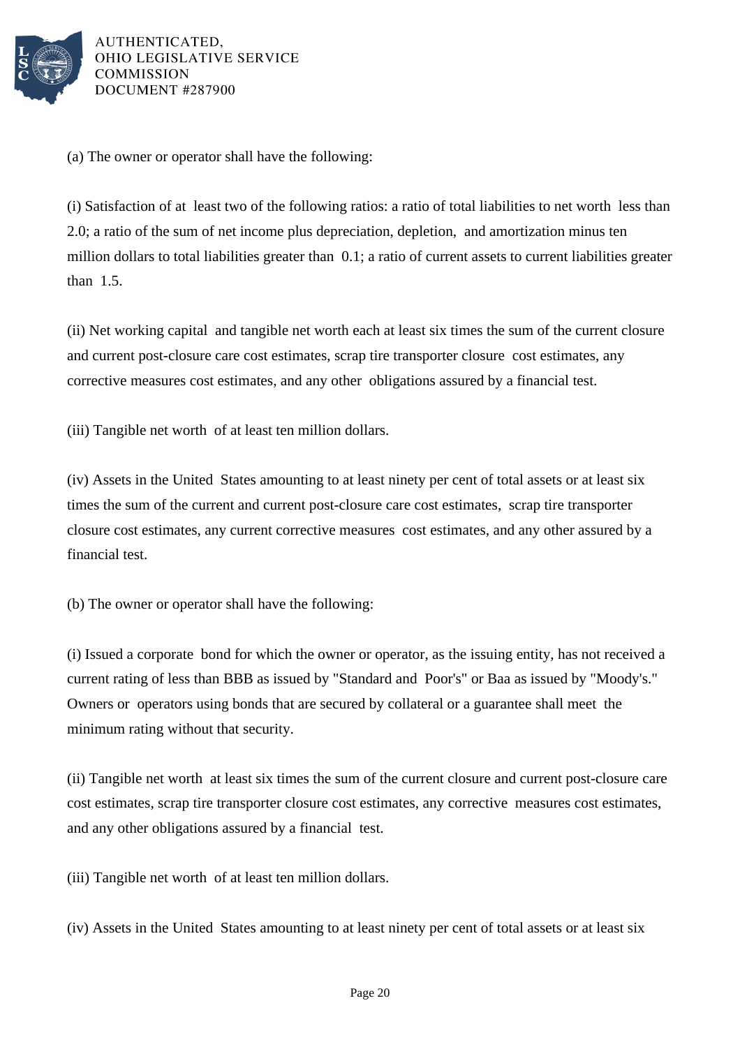(a) The owner or operator shall have the following:

(i) Satisfaction of at least two of the following ratios: a ratio of total liabilities to net worth less than 2.0; a ratio of the sum of net income plus depreciation, depletion, and amortization minus ten million dollars to total liabilities greater than 0.1; a ratio of current assets to current liabilities greater than 1.5.

(ii) Net working capital and tangible net worth each at least six times the sum of the current closure and current post-closure care cost estimates, scrap tire transporter closure cost estimates, any corrective measures cost estimates, and any other obligations assured by a financial test.

(iii) Tangible net worth of at least ten million dollars.

(iv) Assets in the United States amounting to at least ninety per cent of total assets or at least six times the sum of the current and current post-closure care cost estimates, scrap tire transporter closure cost estimates, any current corrective measures cost estimates, and any other assured by a financial test.

(b) The owner or operator shall have the following:

(i) Issued a corporate bond for which the owner or operator, as the issuing entity, has not received a current rating of less than BBB as issued by "Standard and Poor's" or Baa as issued by "Moody's." Owners or operators using bonds that are secured by collateral or a guarantee shall meet the minimum rating without that security.

(ii) Tangible net worth at least six times the sum of the current closure and current post-closure care cost estimates, scrap tire transporter closure cost estimates, any corrective measures cost estimates, and any other obligations assured by a financial test.

(iii) Tangible net worth of at least ten million dollars.

(iv) Assets in the United States amounting to at least ninety per cent of total assets or at least six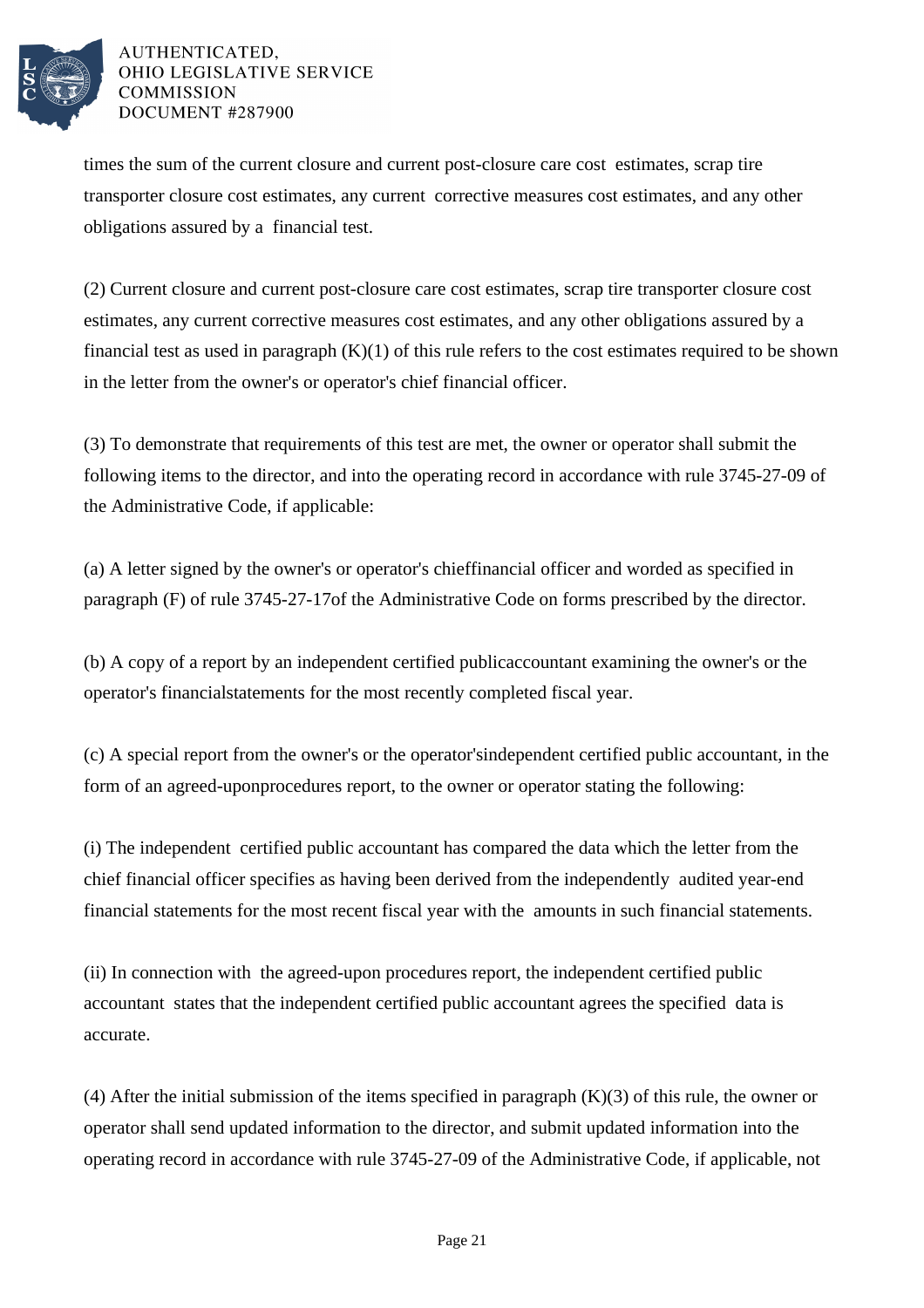times the sum of the current closure and current post-closure care cost estimates, scrap tire transporter closure cost estimates, any current corrective measures cost estimates, and any other obligations assured by a financial test.

(2) Current closure and current post-closure care cost estimates, scrap tire transporter closure cost estimates, any current corrective measures cost estimates, and any other obligations assured by a financial test as used in paragraph (K)(1) of this rule refers to the cost estimates required to be shown in the letter from the owner's or operator's chief financial officer.

(3) To demonstrate that requirements of this test are met, the owner or operator shall submit the following items to the director, and into the operating record in accordance with rule 3745-27-09 of the Administrative Code, if applicable:

(a) A letter signed by the owner's or operator's chieffinancial officer and worded as specified in paragraph (F) of rule 3745-27-17of the Administrative Code on forms prescribed by the director.

(b) A copy of a report by an independent certified publicaccountant examining the owner's or the operator's financialstatements for the most recently completed fiscal year.

(c) A special report from the owner's or the operator'sindependent certified public accountant, in the form of an agreed-uponprocedures report, to the owner or operator stating the following:

(i) The independent certified public accountant has compared the data which the letter from the chief financial officer specifies as having been derived from the independently audited year-end financial statements for the most recent fiscal year with the amounts in such financial statements.

(ii) In connection with the agreed-upon procedures report, the independent certified public accountant states that the independent certified public accountant agrees the specified data is accurate.

(4) After the initial submission of the items specified in paragraph (K)(3) of this rule, the owner or operator shall send updated information to the director, and submit updated information into the operating record in accordance with rule 3745-27-09 of the Administrative Code, if applicable, not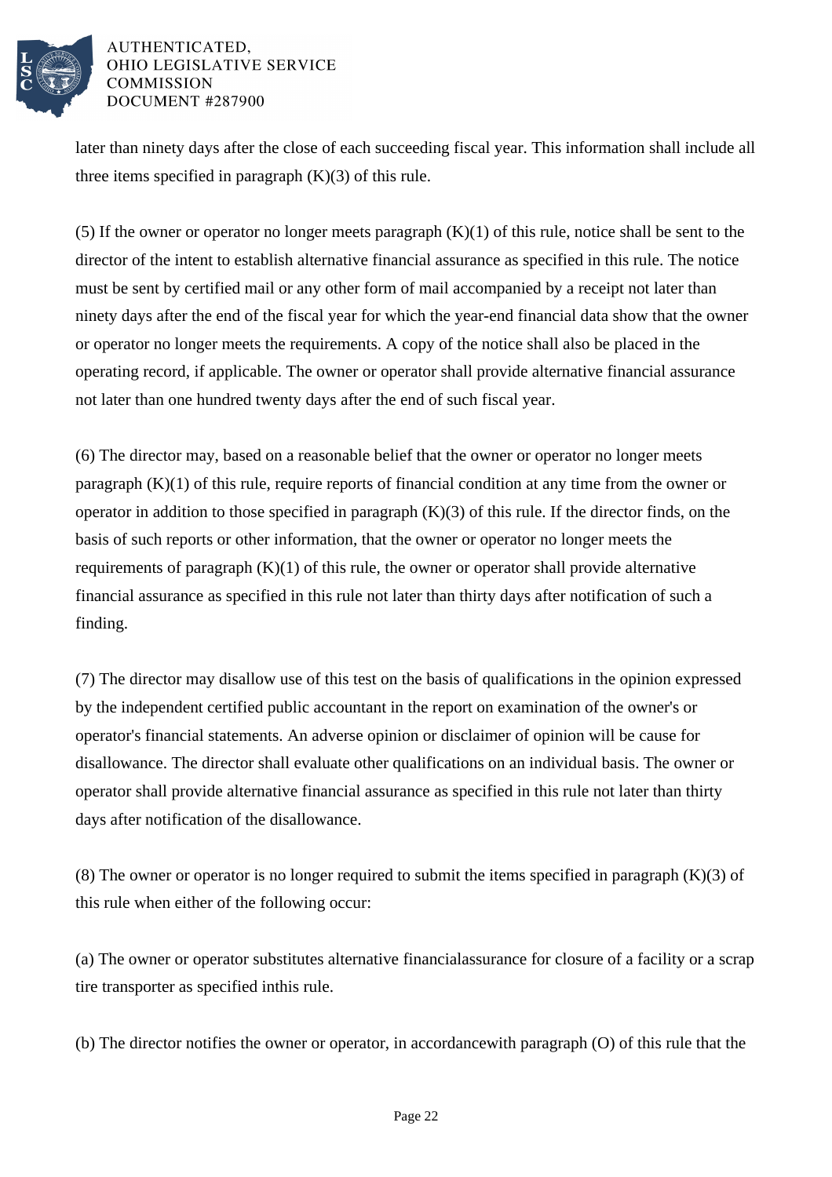later than ninety days after the close of each succeeding fiscal year. This information shall include all three items specified in paragraph (K)(3) of this rule.

(5) If the owner or operator no longer meets paragraph (K)(1) of this rule, notice shall be sent to the director of the intent to establish alternative financial assurance as specified in this rule. The notice must be sent by certified mail or any other form of mail accompanied by a receipt not later than ninety days after the end of the fiscal year for which the year-end financial data show that the owner or operator no longer meets the requirements. A copy of the notice shall also be placed in the operating record, if applicable. The owner or operator shall provide alternative financial assurance not later than one hundred twenty days after the end of such fiscal year.

(6) The director may, based on a reasonable belief that the owner or operator no longer meets paragraph (K)(1) of this rule, require reports of financial condition at any time from the owner or operator in addition to those specified in paragraph (K)(3) of this rule. If the director finds, on the basis of such reports or other information, that the owner or operator no longer meets the requirements of paragraph (K)(1) of this rule, the owner or operator shall provide alternative financial assurance as specified in this rule not later than thirty days after notification of such a finding.

(7) The director may disallow use of this test on the basis of qualifications in the opinion expressed by the independent certified public accountant in the report on examination of the owner's or operator's financial statements. An adverse opinion or disclaimer of opinion will be cause for disallowance. The director shall evaluate other qualifications on an individual basis. The owner or operator shall provide alternative financial assurance as specified in this rule not later than thirty days after notification of the disallowance.

(8) The owner or operator is no longer required to submit the items specified in paragraph (K)(3) of this rule when either of the following occur:

(a) The owner or operator substitutes alternative financialassurance for closure of a facility or a scrap tire transporter as specified inthis rule.

(b) The director notifies the owner or operator, in accordancewith paragraph (O) of this rule that the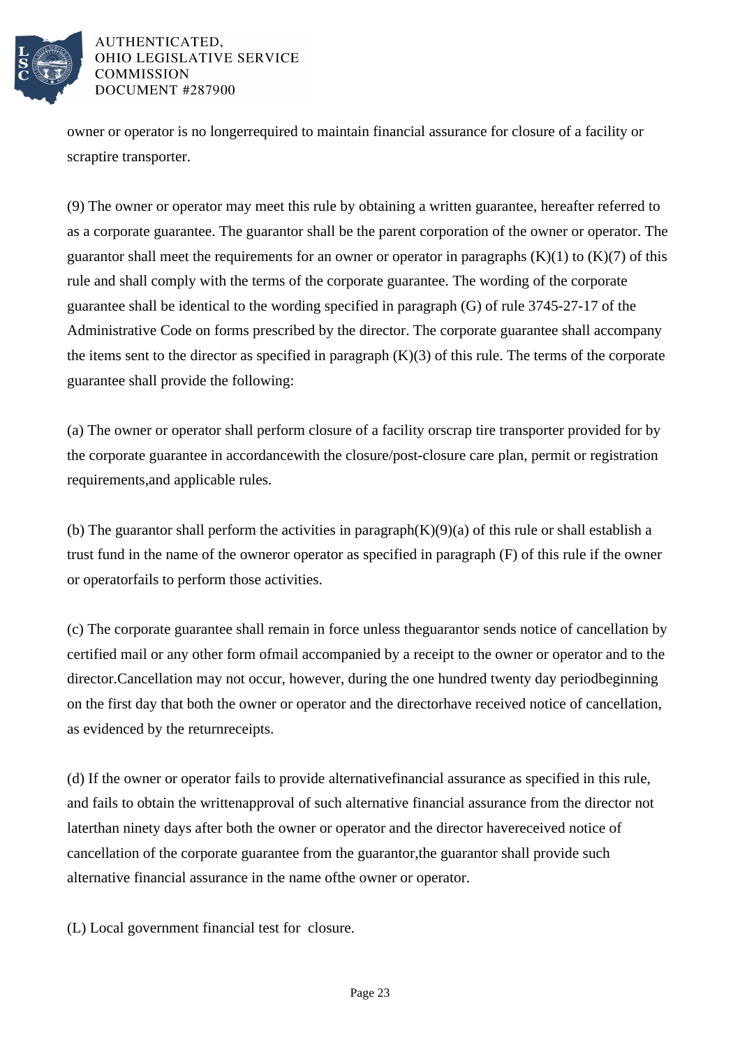owner or operator is no longerrequired to maintain financial assurance for closure of a facility or scraptire transporter.

(9) The owner or operator may meet this rule by obtaining a written guarantee, hereafter referred to as a corporate guarantee. The guarantor shall be the parent corporation of the owner or operator. The guarantor shall meet the requirements for an owner or operator in paragraphs (K)(1) to (K)(7) of this rule and shall comply with the terms of the corporate guarantee. The wording of the corporate guarantee shall be identical to the wording specified in paragraph (G) of rule 3745-27-17 of the Administrative Code on forms prescribed by the director. The corporate guarantee shall accompany the items sent to the director as specified in paragraph (K)(3) of this rule. The terms of the corporate guarantee shall provide the following:

(a) The owner or operator shall perform closure of a facility orscrap tire transporter provided for by the corporate guarantee in accordancewith the closure/post-closure care plan, permit or registration requirements,and applicable rules.

(b) The guarantor shall perform the activities in paragraph(K)(9)(a) of this rule or shall establish a trust fund in the name of the owneror operator as specified in paragraph (F) of this rule if the owner or operatorfails to perform those activities.

(c) The corporate guarantee shall remain in force unless theguarantor sends notice of cancellation by certified mail or any other form ofmail accompanied by a receipt to the owner or operator and to the director.Cancellation may not occur, however, during the one hundred twenty day periodbeginning on the first day that both the owner or operator and the directorhave received notice of cancellation, as evidenced by the returnreceipts.

(d) If the owner or operator fails to provide alternativefinancial assurance as specified in this rule, and fails to obtain the writtenapproval of such alternative financial assurance from the director not laterthan ninety days after both the owner or operator and the director havereceived notice of cancellation of the corporate guarantee from the guarantor,the guarantor shall provide such alternative financial assurance in the name ofthe owner or operator.

(L) Local government financial test for closure.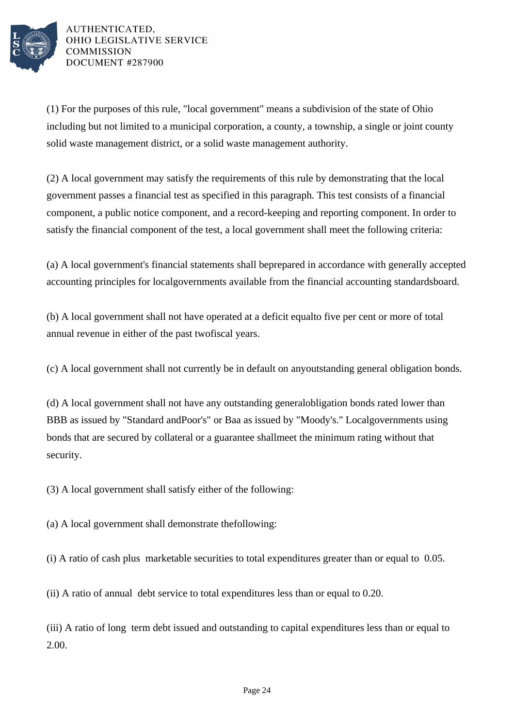(1) For the purposes of this rule, "local government" means a subdivision of the state of Ohio including but not limited to a municipal corporation, a county, a township, a single or joint county solid waste management district, or a solid waste management authority.

(2) A local government may satisfy the requirements of this rule by demonstrating that the local government passes a financial test as specified in this paragraph. This test consists of a financial component, a public notice component, and a record-keeping and reporting component. In order to satisfy the financial component of the test, a local government shall meet the following criteria:

(a) A local government's financial statements shall beprepared in accordance with generally accepted accounting principles for localgovernments available from the financial accounting standardsboard.

(b) A local government shall not have operated at a deficit equalto five per cent or more of total annual revenue in either of the past twofiscal years.

(c) A local government shall not currently be in default on anyoutstanding general obligation bonds.

(d) A local government shall not have any outstanding generalobligation bonds rated lower than BBB as issued by "Standard andPoor's" or Baa as issued by "Moody's." Localgovernments using bonds that are secured by collateral or a guarantee shallmeet the minimum rating without that security.

(3) A local government shall satisfy either of the following:

(a) A local government shall demonstrate thefollowing:

(i) A ratio of cash plus marketable securities to total expenditures greater than or equal to 0.05.

(ii) A ratio of annual debt service to total expenditures less than or equal to 0.20.

(iii) A ratio of long term debt issued and outstanding to capital expenditures less than or equal to 2.00.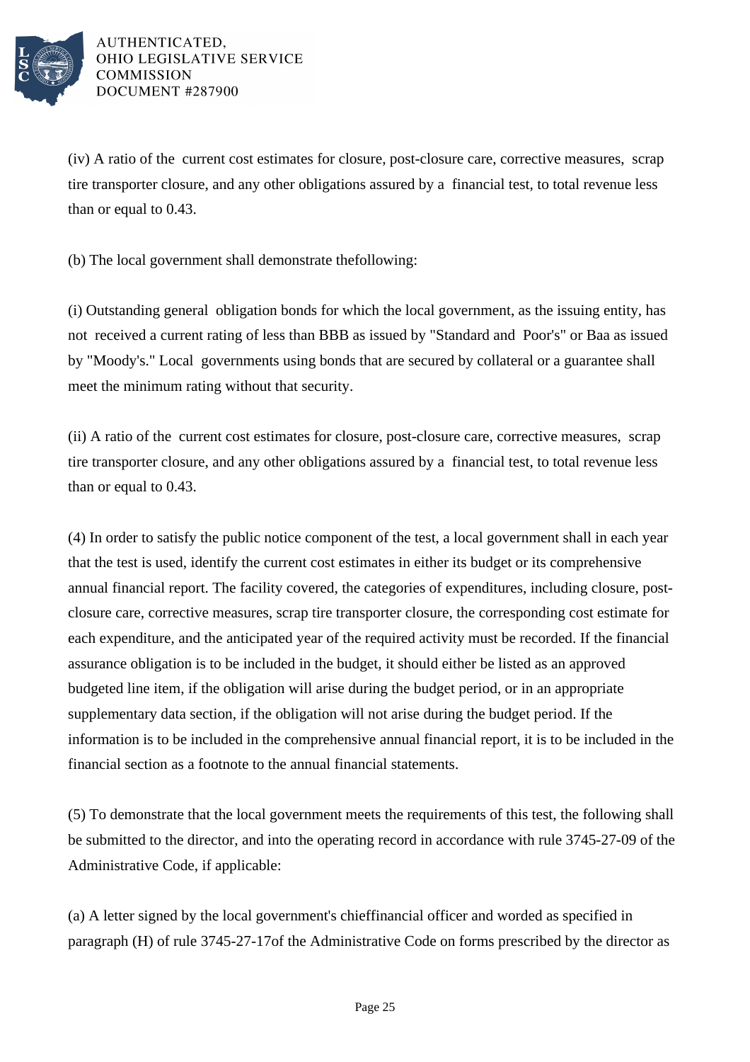(iv) A ratio of the current cost estimates for closure, post-closure care, corrective measures, scrap tire transporter closure, and any other obligations assured by a financial test, to total revenue less than or equal to 0.43.

(b) The local government shall demonstrate thefollowing:

(i) Outstanding general obligation bonds for which the local government, as the issuing entity, has not received a current rating of less than BBB as issued by "Standard and Poor's" or Baa as issued by "Moody's." Local governments using bonds that are secured by collateral or a guarantee shall meet the minimum rating without that security.

(ii) A ratio of the current cost estimates for closure, post-closure care, corrective measures, scrap tire transporter closure, and any other obligations assured by a financial test, to total revenue less than or equal to 0.43.

(4) In order to satisfy the public notice component of the test, a local government shall in each year that the test is used, identify the current cost estimates in either its budget or its comprehensive annual financial report. The facility covered, the categories of expenditures, including closure, post-closure care, corrective measures, scrap tire transporter closure, the corresponding cost estimate for each expenditure, and the anticipated year of the required activity must be recorded. If the financial assurance obligation is to be included in the budget, it should either be listed as an approved budgeted line item, if the obligation will arise during the budget period, or in an appropriate supplementary data section, if the obligation will not arise during the budget period. If the information is to be included in the comprehensive annual financial report, it is to be included in the financial section as a footnote to the annual financial statements.

(5) To demonstrate that the local government meets the requirements of this test, the following shall be submitted to the director, and into the operating record in accordance with rule 3745-27-09 of the Administrative Code, if applicable:

(a) A letter signed by the local government's chieffinancial officer and worded as specified in paragraph (H) of rule 3745-27-17of the Administrative Code on forms prescribed by the director as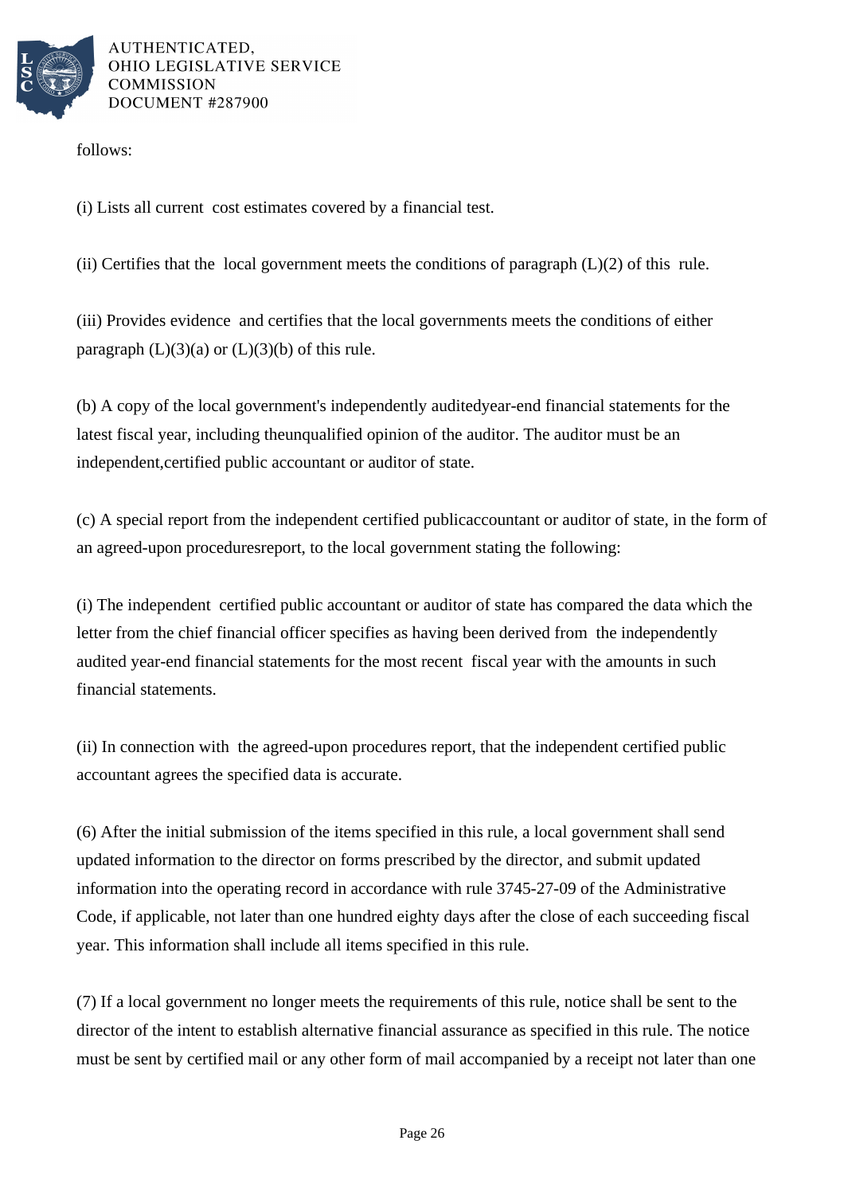follows:

(i) Lists all current cost estimates covered by a financial test.

(ii) Certifies that the local government meets the conditions of paragraph (L)(2) of this rule.

(iii) Provides evidence and certifies that the local governments meets the conditions of either paragraph (L)(3)(a) or (L)(3)(b) of this rule.

(b) A copy of the local government's independently auditedyear-end financial statements for the latest fiscal year, including theunqualified opinion of the auditor. The auditor must be an independent,certified public accountant or auditor of state.

(c) A special report from the independent certified publicaccountant or auditor of state, in the form of an agreed-upon proceduresreport, to the local government stating the following:

(i) The independent certified public accountant or auditor of state has compared the data which the letter from the chief financial officer specifies as having been derived from the independently audited year-end financial statements for the most recent fiscal year with the amounts in such financial statements.

(ii) In connection with the agreed-upon procedures report, that the independent certified public accountant agrees the specified data is accurate.

(6) After the initial submission of the items specified in this rule, a local government shall send updated information to the director on forms prescribed by the director, and submit updated information into the operating record in accordance with rule 3745-27-09 of the Administrative Code, if applicable, not later than one hundred eighty days after the close of each succeeding fiscal year. This information shall include all items specified in this rule.

(7) If a local government no longer meets the requirements of this rule, notice shall be sent to the director of the intent to establish alternative financial assurance as specified in this rule. The notice must be sent by certified mail or any other form of mail accompanied by a receipt not later than one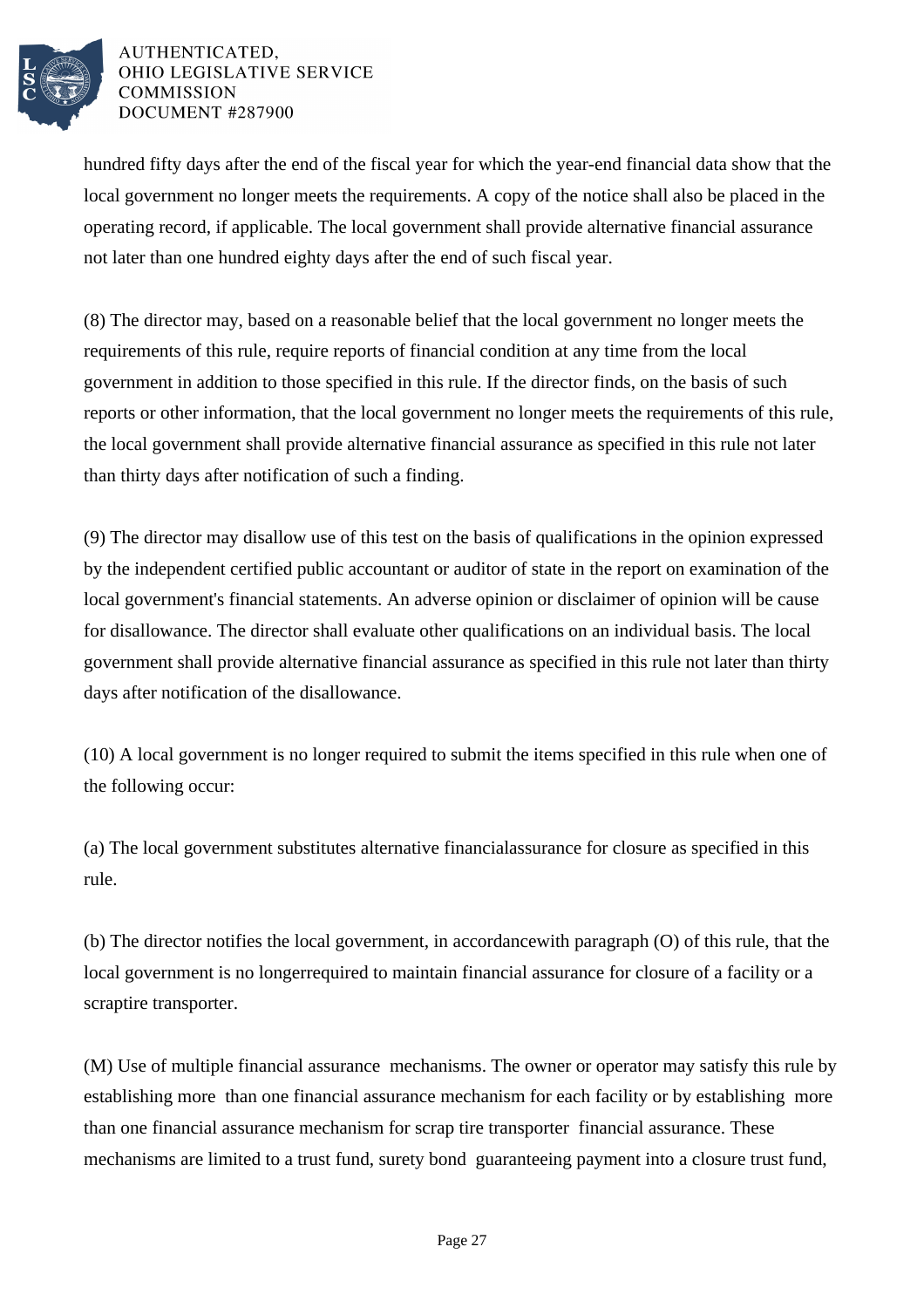hundred fifty days after the end of the fiscal year for which the year-end financial data show that the local government no longer meets the requirements. A copy of the notice shall also be placed in the operating record, if applicable. The local government shall provide alternative financial assurance not later than one hundred eighty days after the end of such fiscal year.

(8) The director may, based on a reasonable belief that the local government no longer meets the requirements of this rule, require reports of financial condition at any time from the local government in addition to those specified in this rule. If the director finds, on the basis of such reports or other information, that the local government no longer meets the requirements of this rule, the local government shall provide alternative financial assurance as specified in this rule not later than thirty days after notification of such a finding.

(9) The director may disallow use of this test on the basis of qualifications in the opinion expressed by the independent certified public accountant or auditor of state in the report on examination of the local government's financial statements. An adverse opinion or disclaimer of opinion will be cause for disallowance. The director shall evaluate other qualifications on an individual basis. The local government shall provide alternative financial assurance as specified in this rule not later than thirty days after notification of the disallowance.

(10) A local government is no longer required to submit the items specified in this rule when one of the following occur:

(a) The local government substitutes alternative financialassurance for closure as specified in this rule.

(b) The director notifies the local government, in accordancewith paragraph (O) of this rule, that the local government is no longerrequired to maintain financial assurance for closure of a facility or a scraptire transporter.

(M) Use of multiple financial assurance mechanisms. The owner or operator may satisfy this rule by establishing more than one financial assurance mechanism for each facility or by establishing more than one financial assurance mechanism for scrap tire transporter financial assurance. These mechanisms are limited to a trust fund, surety bond guaranteeing payment into a closure trust fund,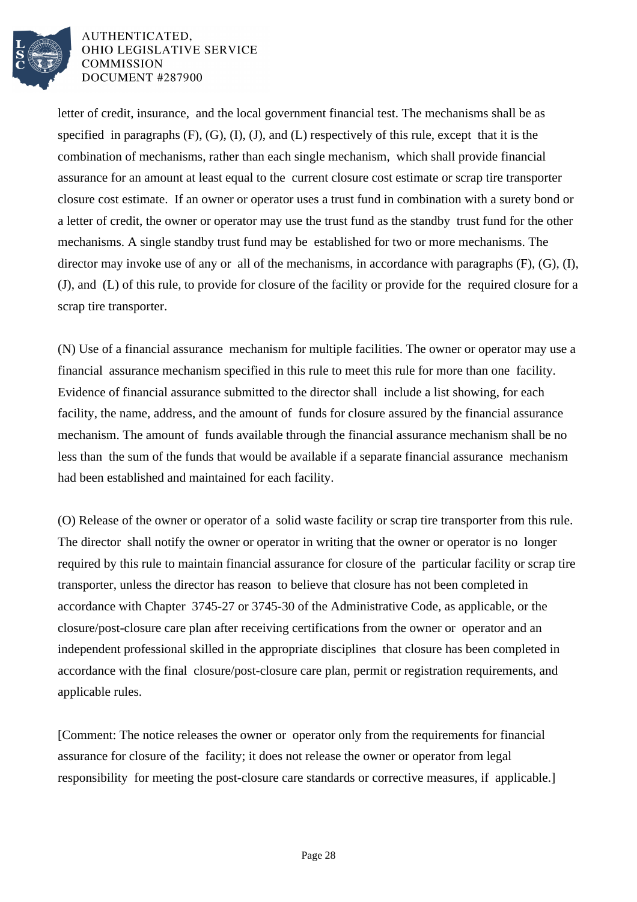letter of credit, insurance, and the local government financial test. The mechanisms shall be as specified in paragraphs (F), (G), (I), (J), and (L) respectively of this rule, except that it is the combination of mechanisms, rather than each single mechanism, which shall provide financial assurance for an amount at least equal to the current closure cost estimate or scrap tire transporter closure cost estimate. If an owner or operator uses a trust fund in combination with a surety bond or a letter of credit, the owner or operator may use the trust fund as the standby trust fund for the other mechanisms. A single standby trust fund may be established for two or more mechanisms. The director may invoke use of any or all of the mechanisms, in accordance with paragraphs (F), (G), (I), (J), and (L) of this rule, to provide for closure of the facility or provide for the required closure for a scrap tire transporter.

(N) Use of a financial assurance mechanism for multiple facilities. The owner or operator may use a financial assurance mechanism specified in this rule to meet this rule for more than one facility. Evidence of financial assurance submitted to the director shall include a list showing, for each facility, the name, address, and the amount of funds for closure assured by the financial assurance mechanism. The amount of funds available through the financial assurance mechanism shall be no less than the sum of the funds that would be available if a separate financial assurance mechanism had been established and maintained for each facility.

(O) Release of the owner or operator of a solid waste facility or scrap tire transporter from this rule. The director shall notify the owner or operator in writing that the owner or operator is no longer required by this rule to maintain financial assurance for closure of the particular facility or scrap tire transporter, unless the director has reason to believe that closure has not been completed in accordance with Chapter 3745-27 or 3745-30 of the Administrative Code, as applicable, or the closure/post-closure care plan after receiving certifications from the owner or operator and an independent professional skilled in the appropriate disciplines that closure has been completed in accordance with the final closure/post-closure care plan, permit or registration requirements, and applicable rules.

[Comment: The notice releases the owner or operator only from the requirements for financial assurance for closure of the facility; it does not release the owner or operator from legal responsibility for meeting the post-closure care standards or corrective measures, if applicable.]